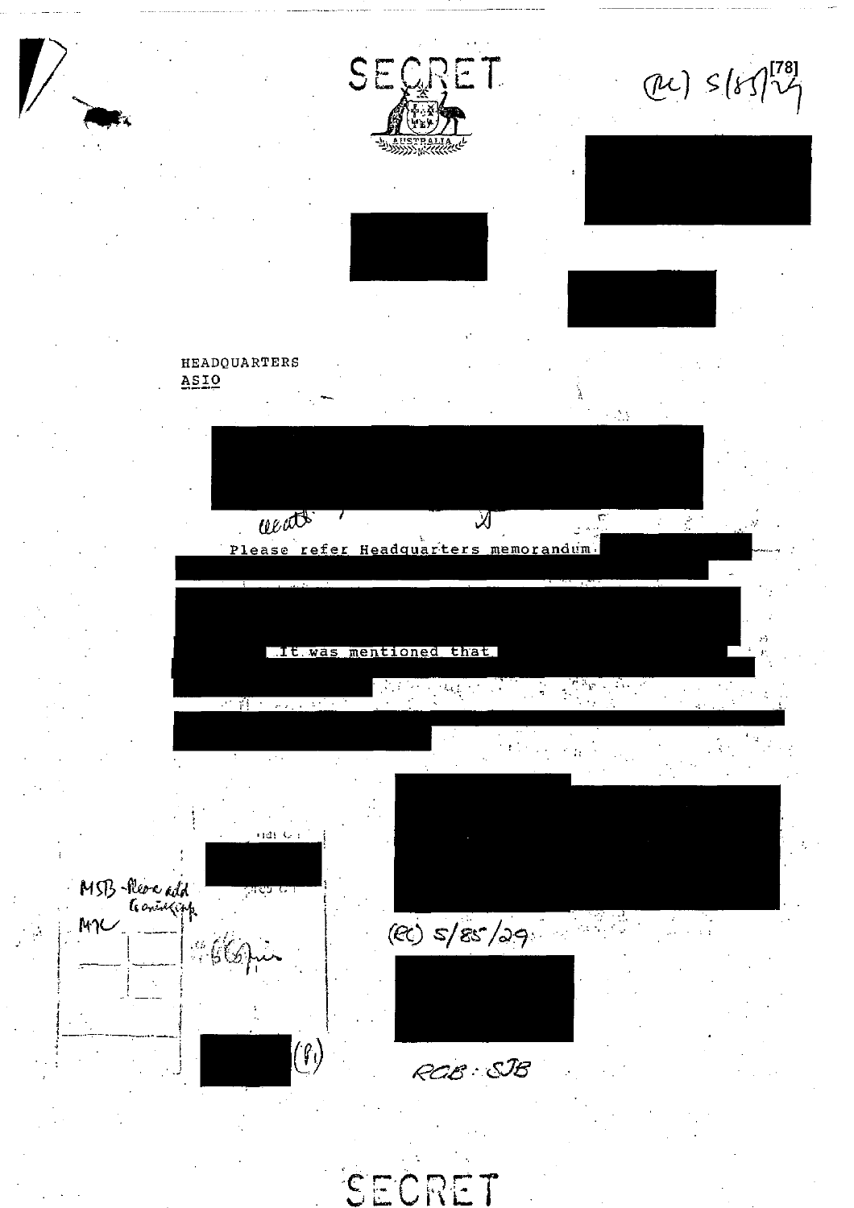SECRET

(RC) 5/85/29 [78]

HEADQUARTERS
ASIO

Please refer Headquarters memorandum

It was mentioned that

MSB - Please add to ...

MC

(RC) 5/85/29

(P1)

RGB : SJB

SECRET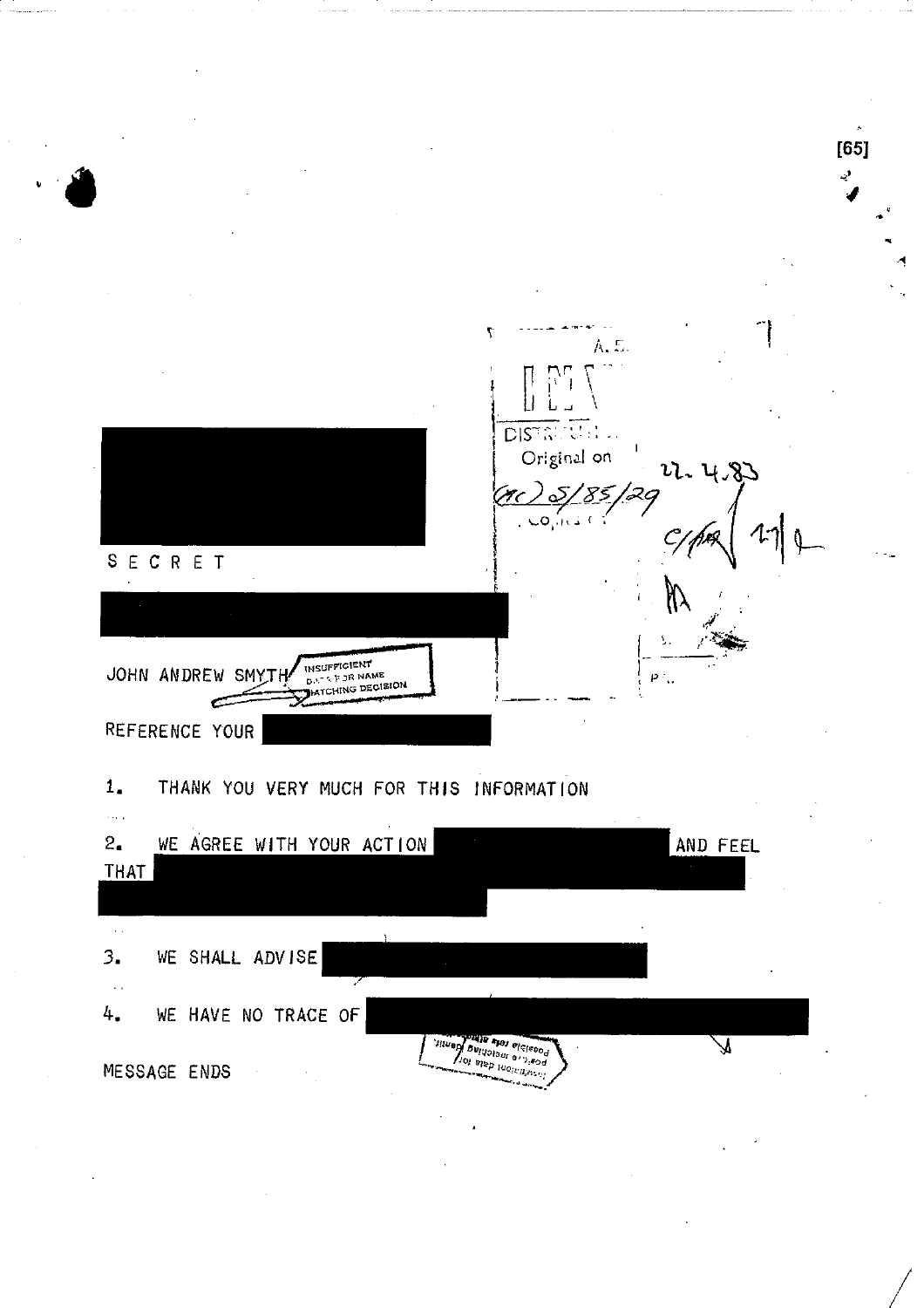SECRET

JOHN ANDREW SMYTH

INSUFFICIENT DATA FOR NAME MATCHING DECISION

REFERENCE YOUR

1. THANK YOU VERY MUCH FOR THIS INFORMATION

2. WE AGREE WITH YOUR ACTION AND FEEL THAT

3. WE SHALL ADVISE

4. WE HAVE NO TRACE OF

MESSAGE ENDS

Original on 22.4.83

(9C) 5/85/29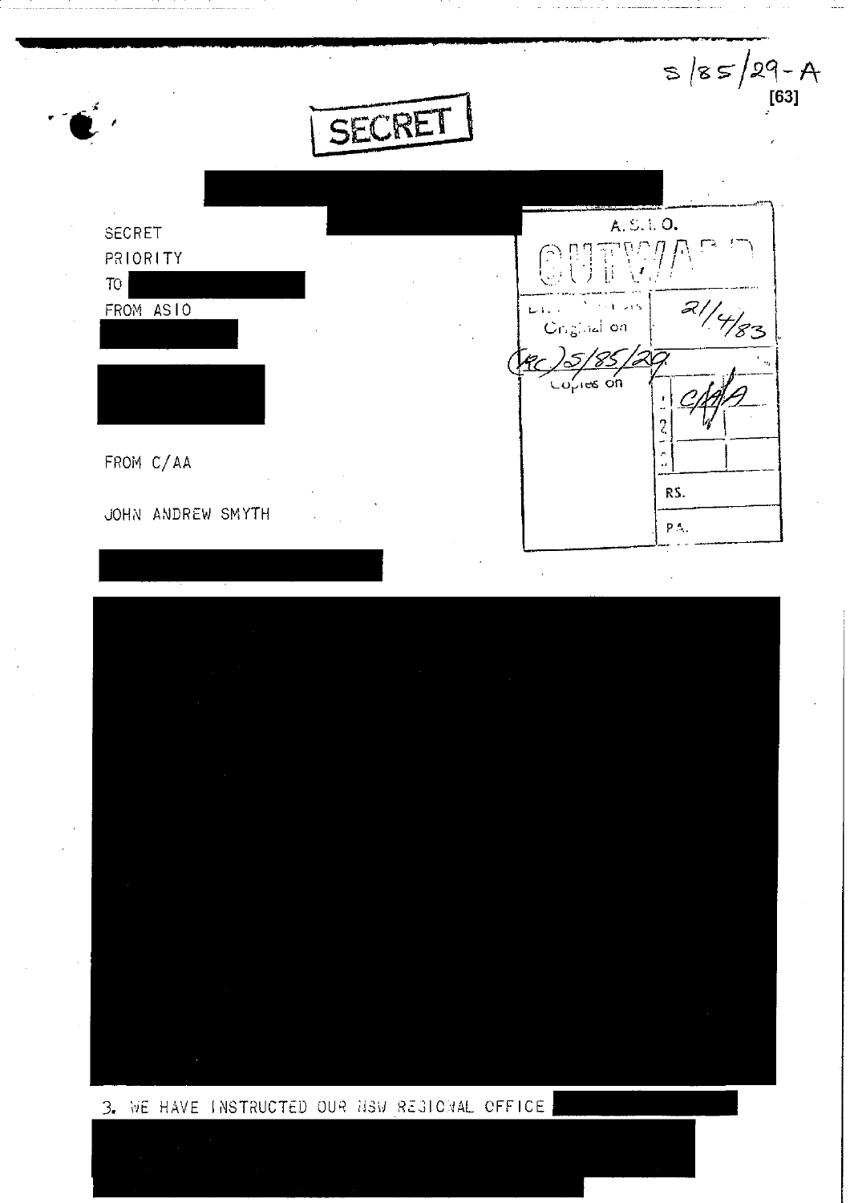S/85/29-A

[63]

SECRET

SECRET

PRIORITY

TO

FROM ASIO

A.S.I.O.

OUTWARD

Original on 21/4/83

(RC) S/85/29

Copies on C/AA

RS.

PA.

FROM C/AA

JOHN ANDREW SMYTH

3. WE HAVE INSTRUCTED OUR NSW REGIONAL OFFICE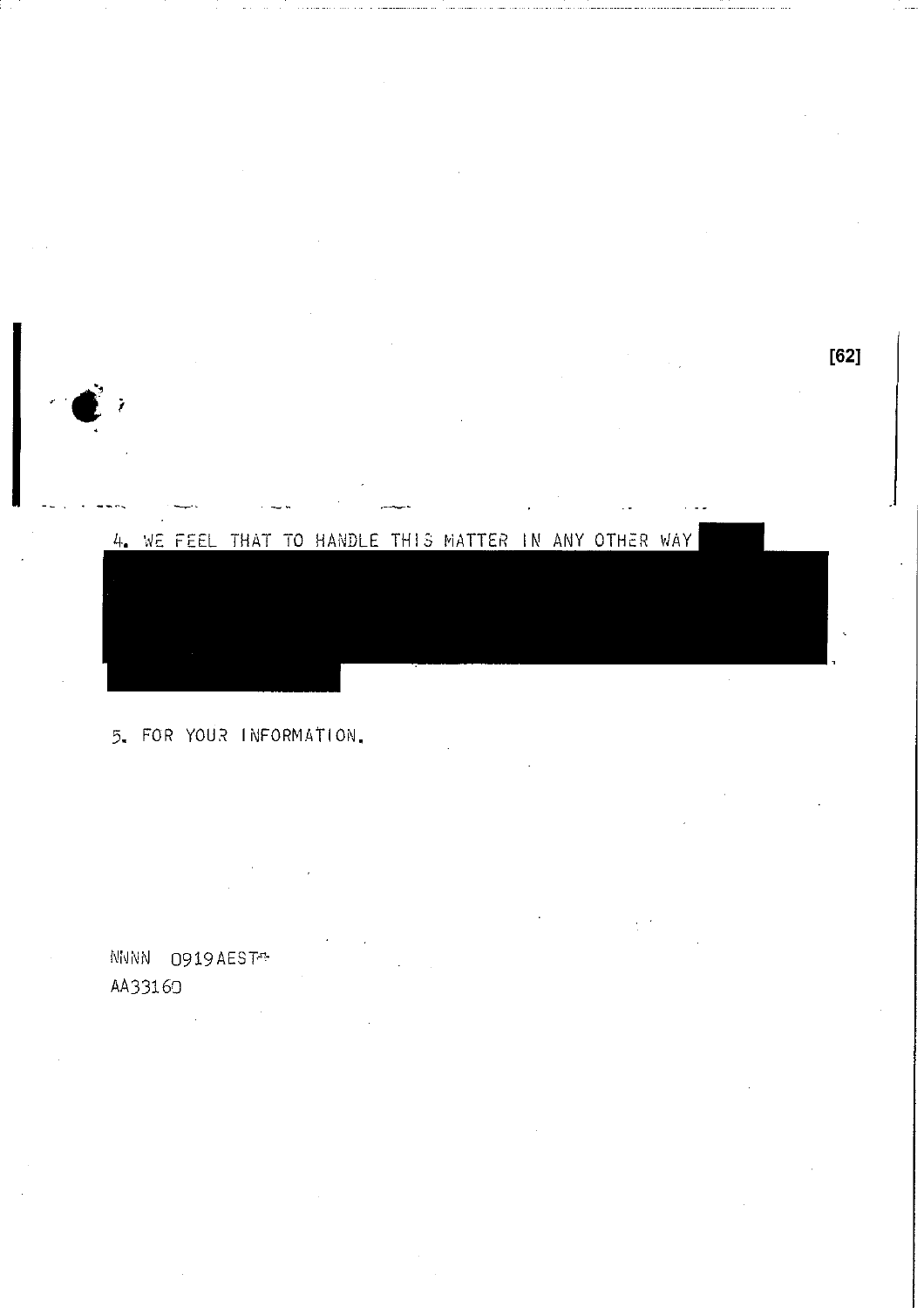4. WE FEEL THAT TO HANDLE THIS MATTER IN ANY OTHER WAY

5. FOR YOUR INFORMATION.

NNNN 0919AEST

AA33160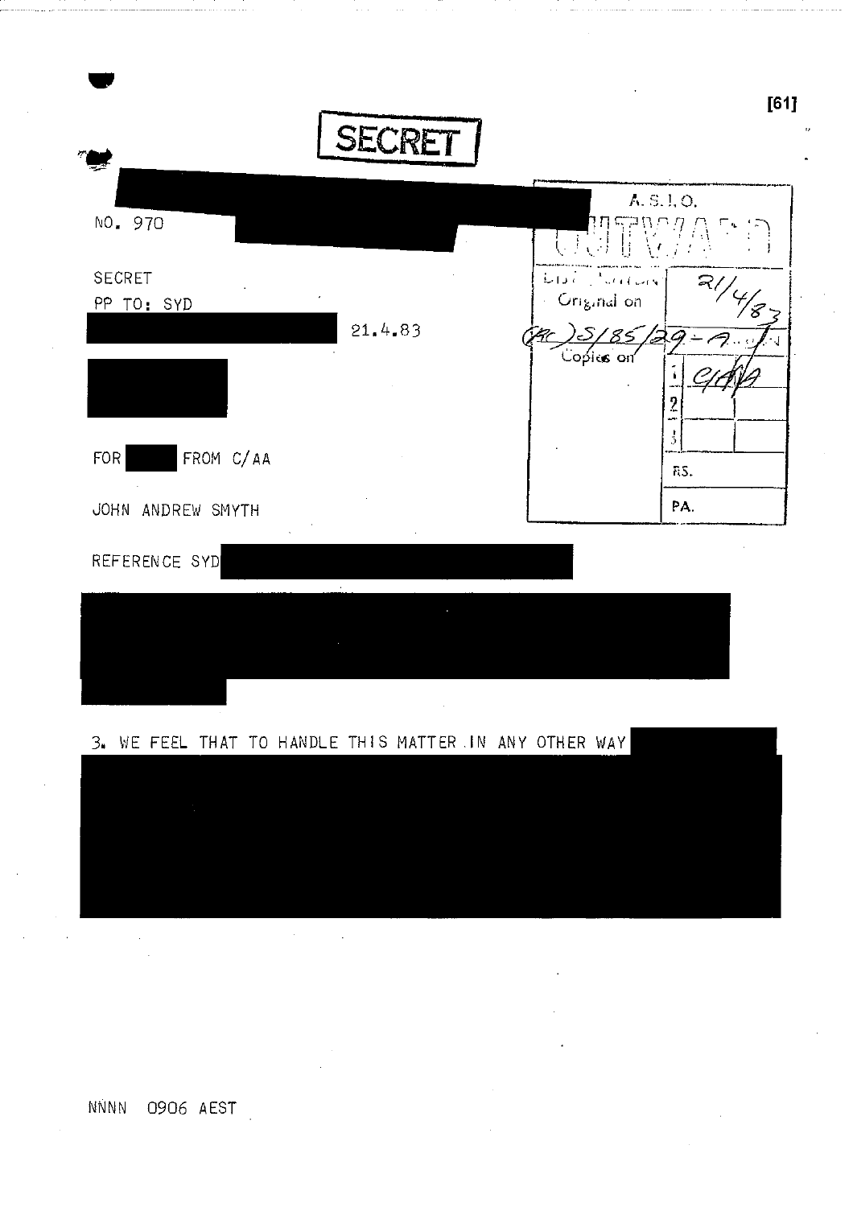[61]

SECRET

A.S.I.O.

OUTWARD

Dist. Section 21/4/83

Original on

(AC) S/85/29-A

Copies on

1

2

3

RS.

PA.

NO. 970

SECRET

PP TO: SYD

21.4.83

FOR FROM C/AA

JOHN ANDREW SMYTH

REFERENCE SYD

3. WE FEEL THAT TO HANDLE THIS MATTER IN ANY OTHER WAY

NNNN 0906 AEST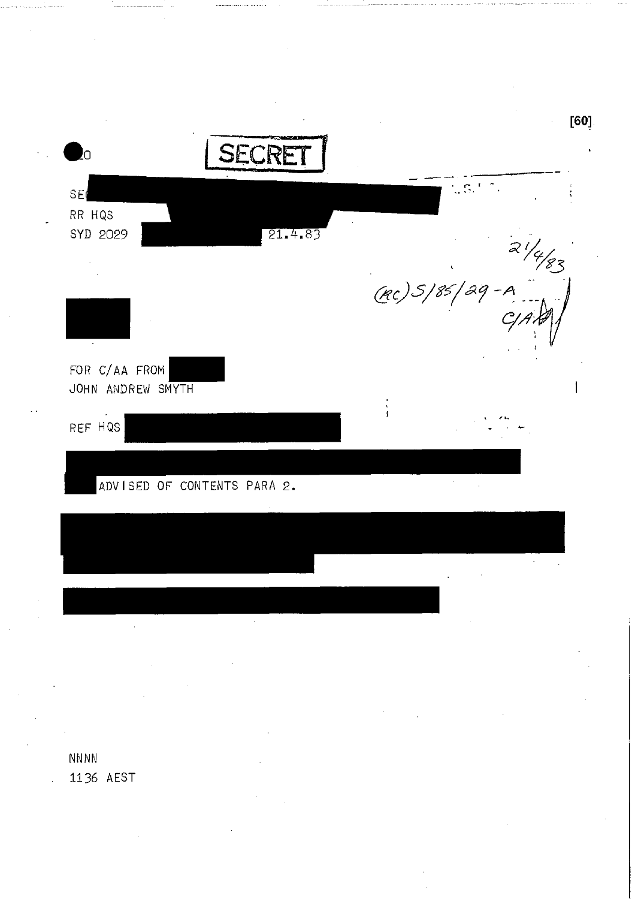[60]

SECRET

SE

RR HQS

SYD 2029 21.4.83

21/4/83

(RC)S/85/29-A

C/A

FOR C/AA FROM

JOHN ANDREW SMYTH

REF HQS

ADVISED OF CONTENTS PARA 2.

NNNN

1136 AEST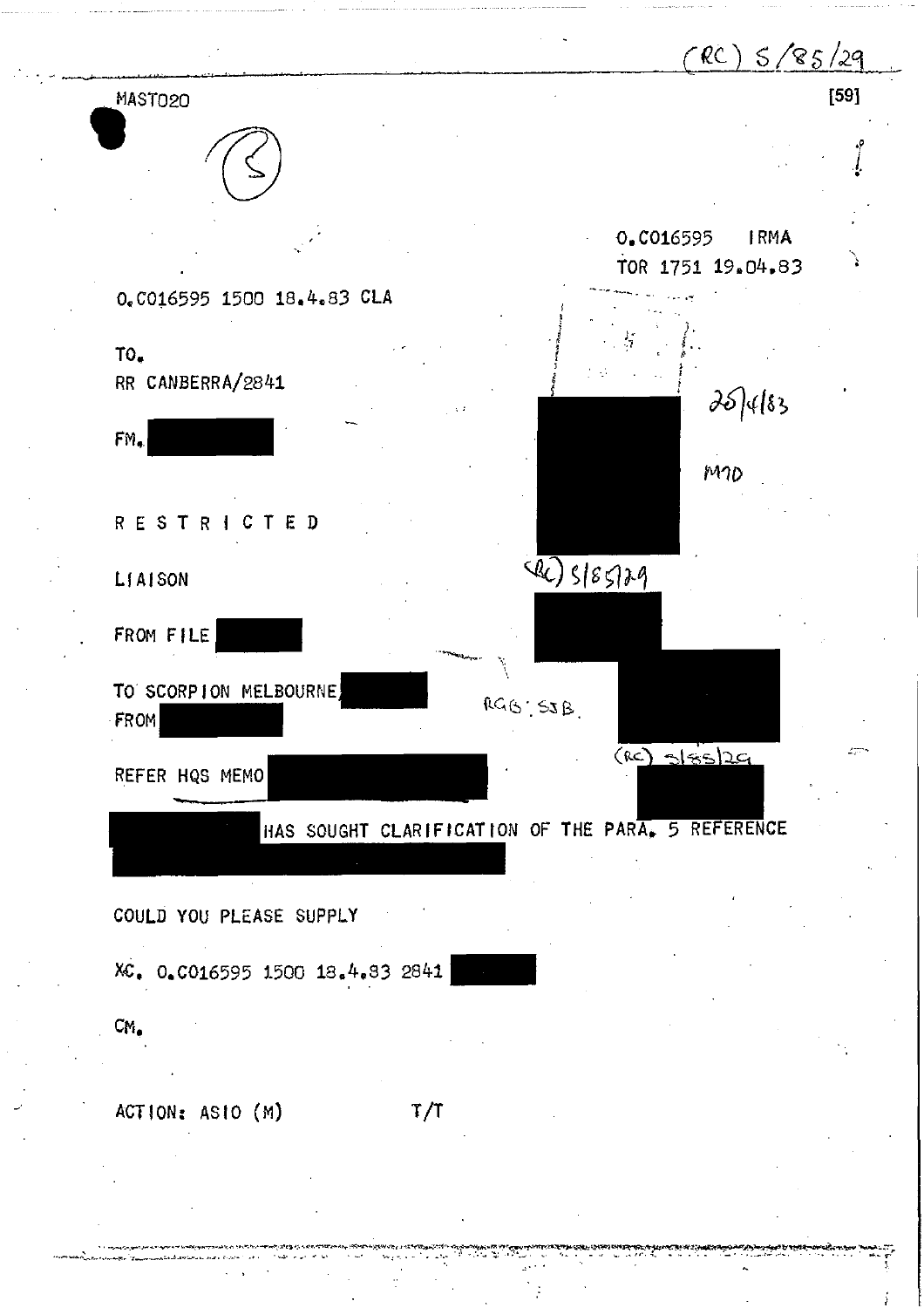(RC) 5/85/29

MAST020

[59]

(S)

0.C016595 IRMA
TOR 1751 19.04.83

0.C016595 1500 18.4.83 CLA

TO.
RR CANBERRA/2841

26/4/83

FM. [REDACTED]

M7D

R E S T R I C T E D

LIAISON

(RC) 5/85/29

FROM FILE [REDACTED]

TO SCORPION MELBOURNE [REDACTED]
FROM [REDACTED]

RGB: SJB.

REFER HQS MEMO [REDACTED]

(RC) 5/85/29

[REDACTED] HAS SOUGHT CLARIFICATION OF THE PARA. 5 REFERENCE [REDACTED]

COULD YOU PLEASE SUPPLY

XC. 0.C016595 1500 18.4.83 2841 [REDACTED]

CM.

ACTION: ASIO (M) T/T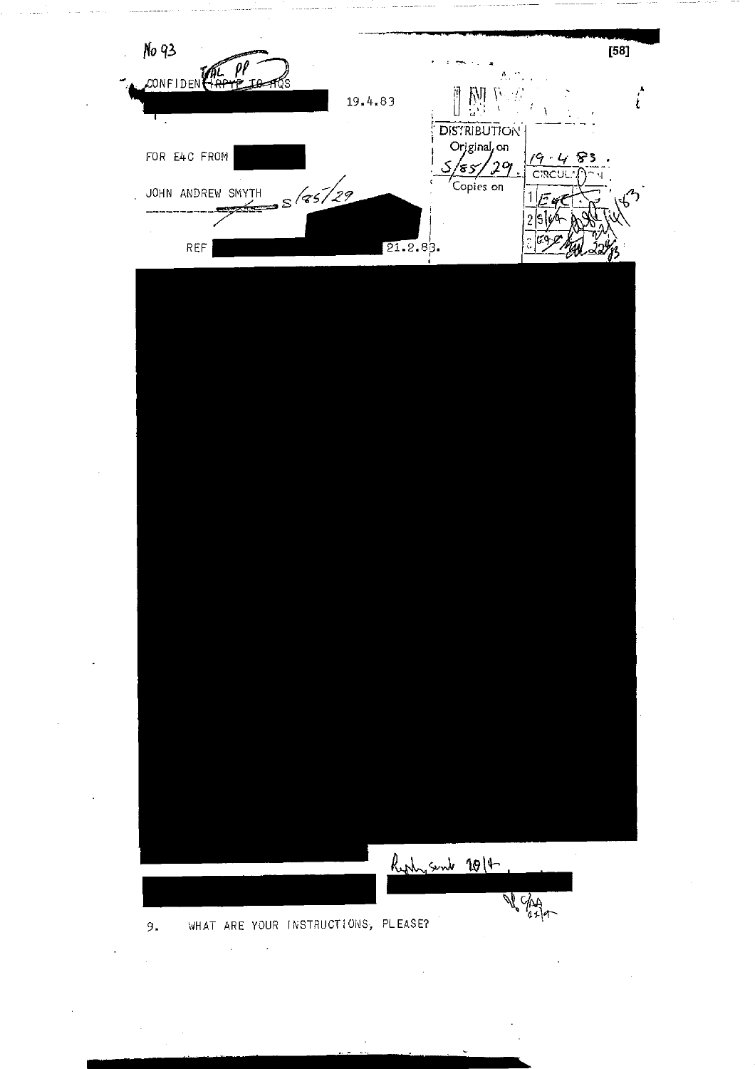No 93

CONFIDENTIAL PP ~~PRIORITY TO HQS~~

19.4.83

DISTRIBUTION
Original on S/85/29. 19.4.83.
Copies on
CIRCULATION
1 E4C
2 S
3

FOR E4C FROM

JOHN ANDREW SMYTH S/85/29

REF 21.2.83.

Reply sent 20/4

9. WHAT ARE YOUR INSTRUCTIONS, PLEASE?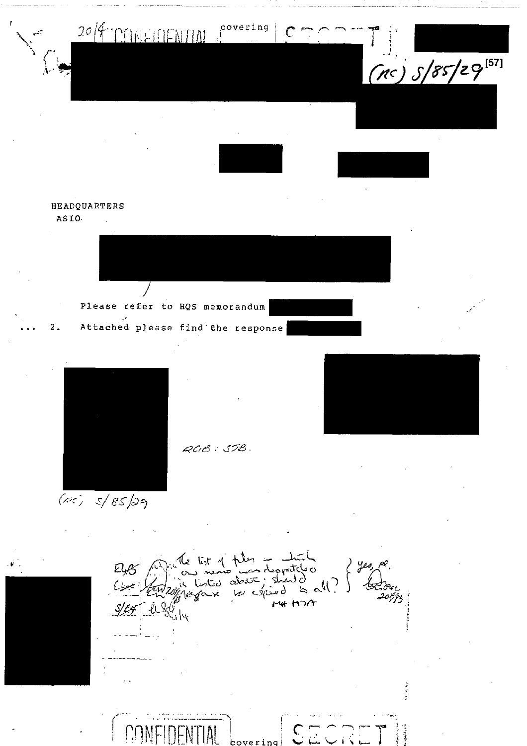20/4 CONFIDENTIAL covering SECRET

(RC) 5/85/29[57]

HEADQUARTERS
ASIO

Please refer to HQS memorandum

2. Attached please find the response

RCB : SJB.

(RC) 5/85/29

The list of files — which our memo was despatched is listed above: should response be copied to all?

Yes, pl.
20/4/83

CONFIDENTIAL covering SECRET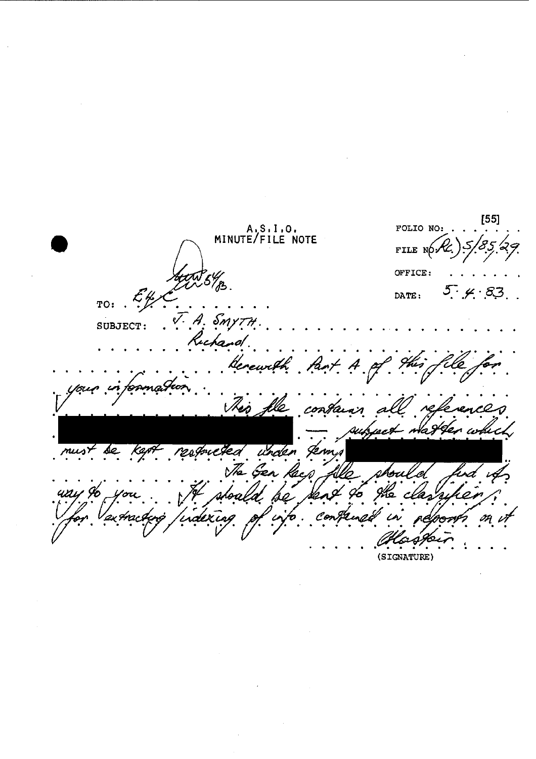[55]

A.S.I.O.
MINUTE/FILE NOTE

FOLIO NO: . . . . . .

FILE NO: (RC) 5/85/29.

OFFICE: . . . . . .

DATE: 5.4.83.

Ackw 5/4/83.

TO: E4C

SUBJECT: J. A. SMYTH.

Richard.

Herewith Part A of this file for your information.

This file contains all references ██████████ — subject matter which must be kept restricted under terms ██████████

The Gen Ref file should find its way to you. It should be sent to the classifier, for extracting/indexing of info. contained in reports on it

Alastair

(SIGNATURE)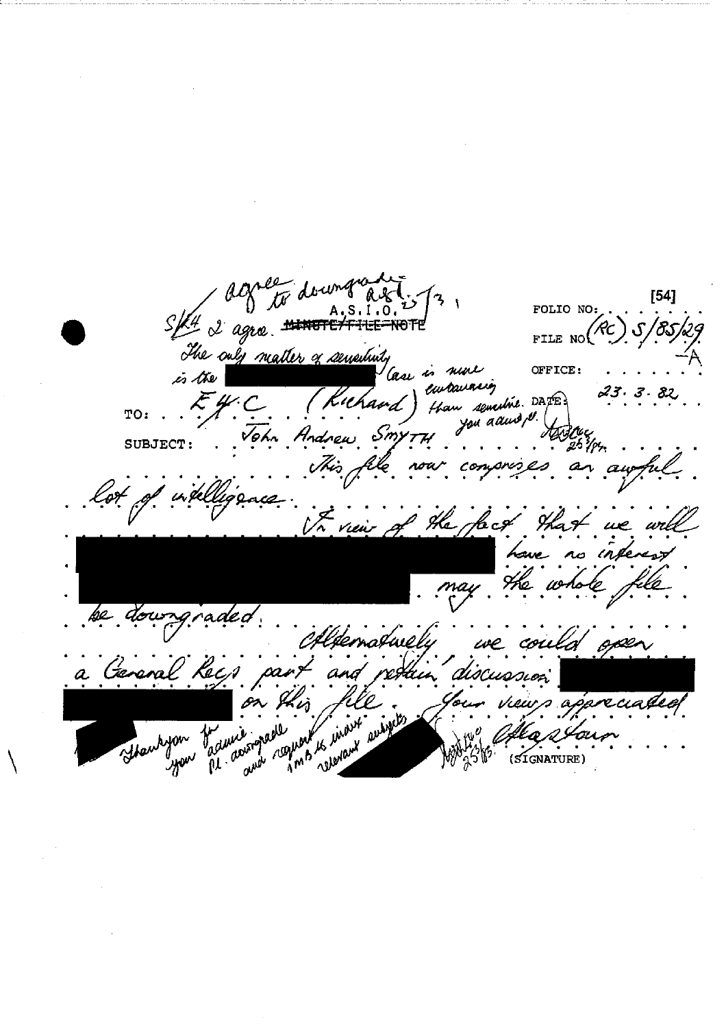[54]

A.S.I.O. ~~MINUTE/FILE NOTE~~

FOLIO NO:

FILE NO: (RC) S/85/29-A

OFFICE:

DATE: 23.3.82

TO: E4.C (Richard)

SUBJECT: John Andrew SMYTH

This file now comprises an awful lot of intelligence.

In view of the fact that we will ██████████ have no interest ██████████ may the whole file be downgraded.

Alternatively, we could open a General Recs part and retain discussion ██████████ on this file. Your views appreciated.

(SIGNATURE)

*Handwritten annotations:*

agree to downgrade 25/3

S/E4 I agree. The only matter of sensitivity is the ██████████ case is more embarrassing than sensitive. You advise. 25/3/82

Thankyou for your advice. Pl. downgrade and request 1MB's index relevant subjects ██████████ 25/3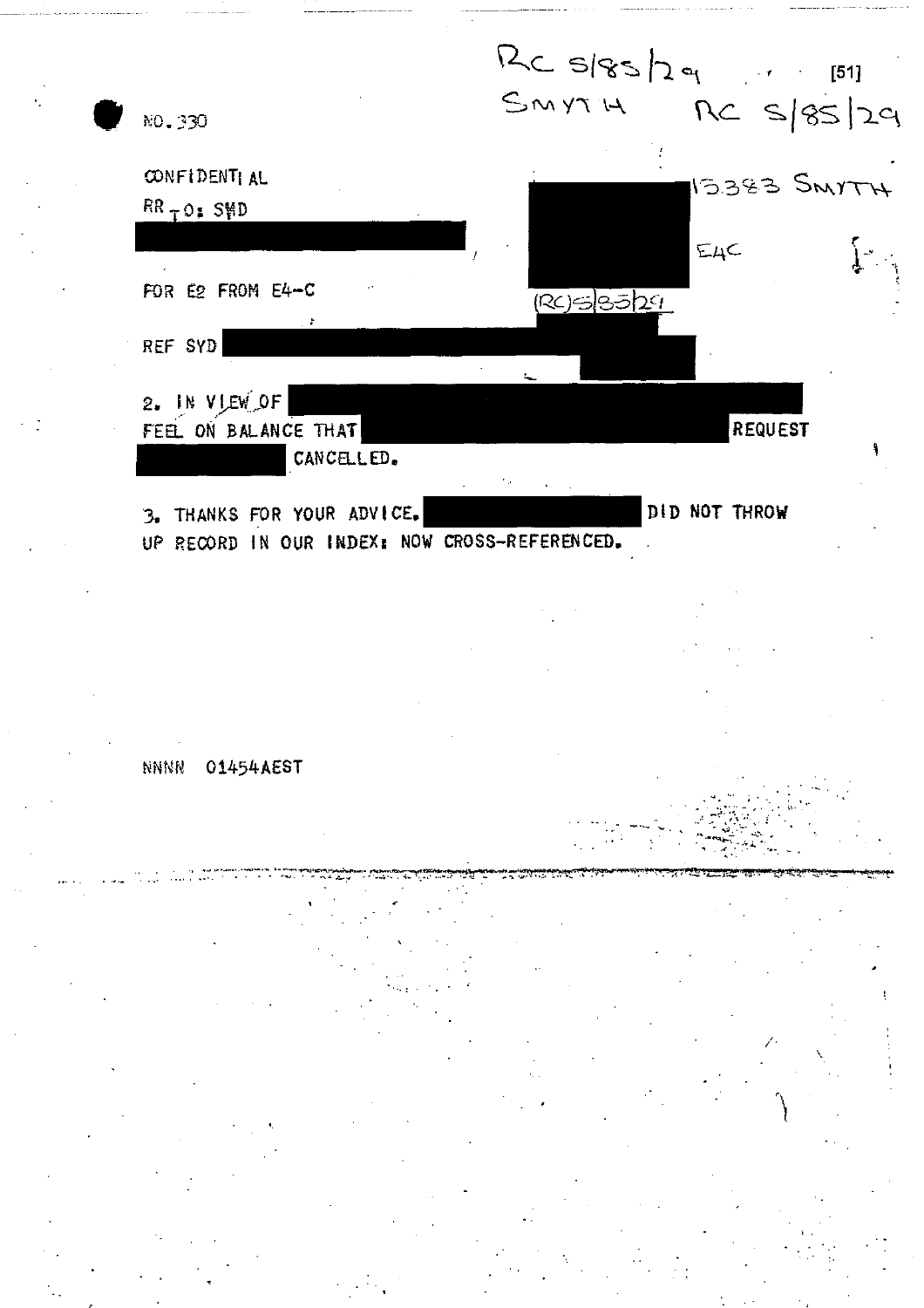RC S/85/29
SMYTH RC S/85/29

NO. 330

CONFIDENTIAL

RR TO: SYD

15383 SMYTH

E4C

FOR E2 FROM E4-C

(RC)S/85/29

REF SYD

2. IN VIEW OF
FEEL ON BALANCE THAT REQUEST
CANCELLED.

3. THANKS FOR YOUR ADVICE. DID NOT THROW
UP RECORD IN OUR INDEX: NOW CROSS-REFERENCED.

NNNN 01454AEST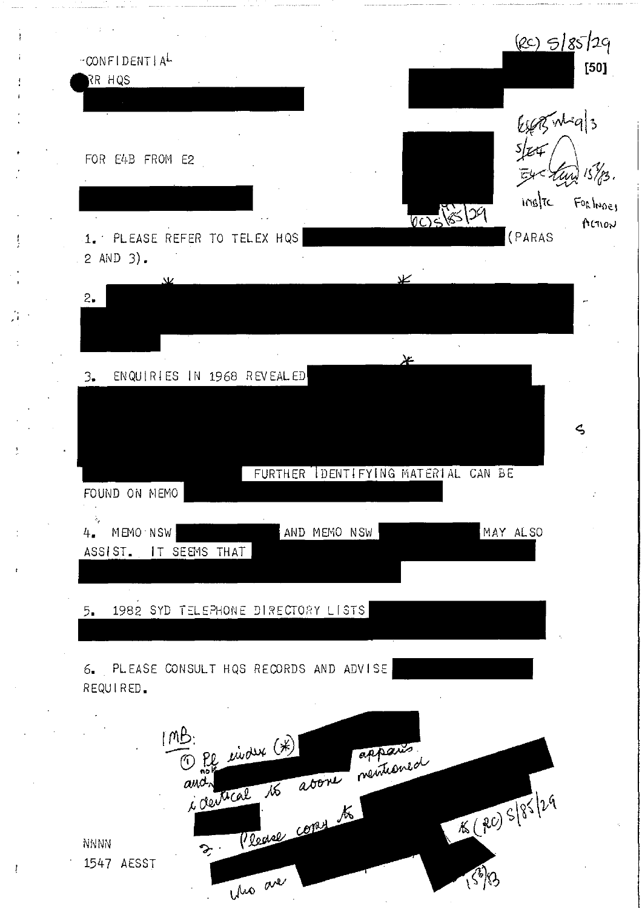(RC) 5/85/29

[50]

CONFIDENTIAL

RR HQS

FOR E4B FROM E2

E6B W-9/3
S/E4
E4 15/3/83.
IMS/TC FOR INDEX ACTION

(RC) 5/85/29

1. PLEASE REFER TO TELEX HQS (PARAS 2 AND 3).

2. *  *

3. ENQUIRIES IN 1968 REVEALED *

FURTHER IDENTIFYING MATERIAL CAN BE FOUND ON MEMO

4. MEMO NSW AND MEMO NSW MAY ALSO ASSIST. IT SEEMS THAT

5. 1982 SYD TELEPHONE DIRECTORY LISTS

6. PLEASE CONSULT HQS RECORDS AND ADVISE REQUIRED.

IMB:
① Pl index (*) appears not identical to above mentioned and
2. Please copy to (RC) 5/85/29
who are
15/3/83

NNNN
1547 AESST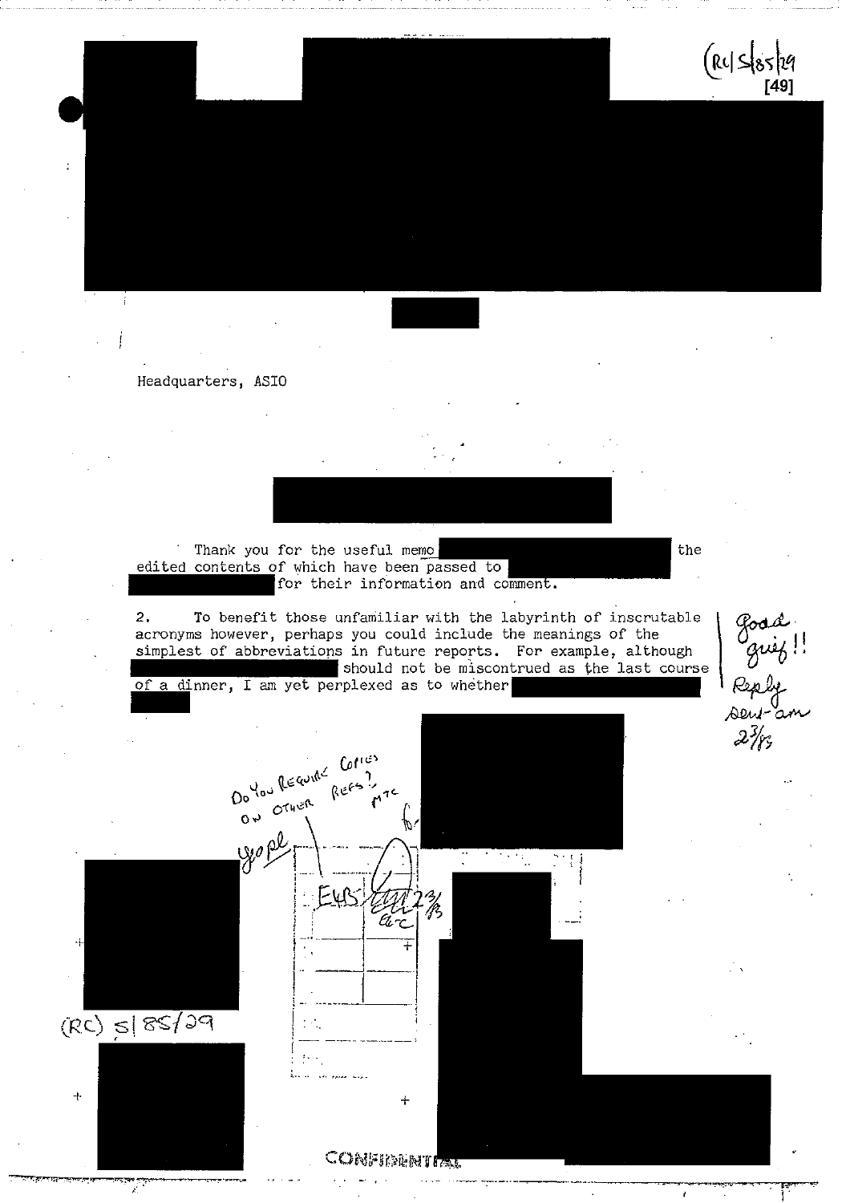(RC) S/85/29

[49]

Headquarters, ASIO

Thank you for the useful memo the edited contents of which have been passed to for their information and comment.

2. To benefit those unfamiliar with the labyrinth of inscrutable acronyms however, perhaps you could include the meanings of the simplest of abbreviations in future reports. For example, although should not be misconstrued as the last course of a dinner, I am yet perplexed as to whether

Good quiz!! Reply sent am 2/3/83

Do you require copies on other refs? MTC

Nope

EWS 2/3

(RC) S/85/29

CONFIDENTIAL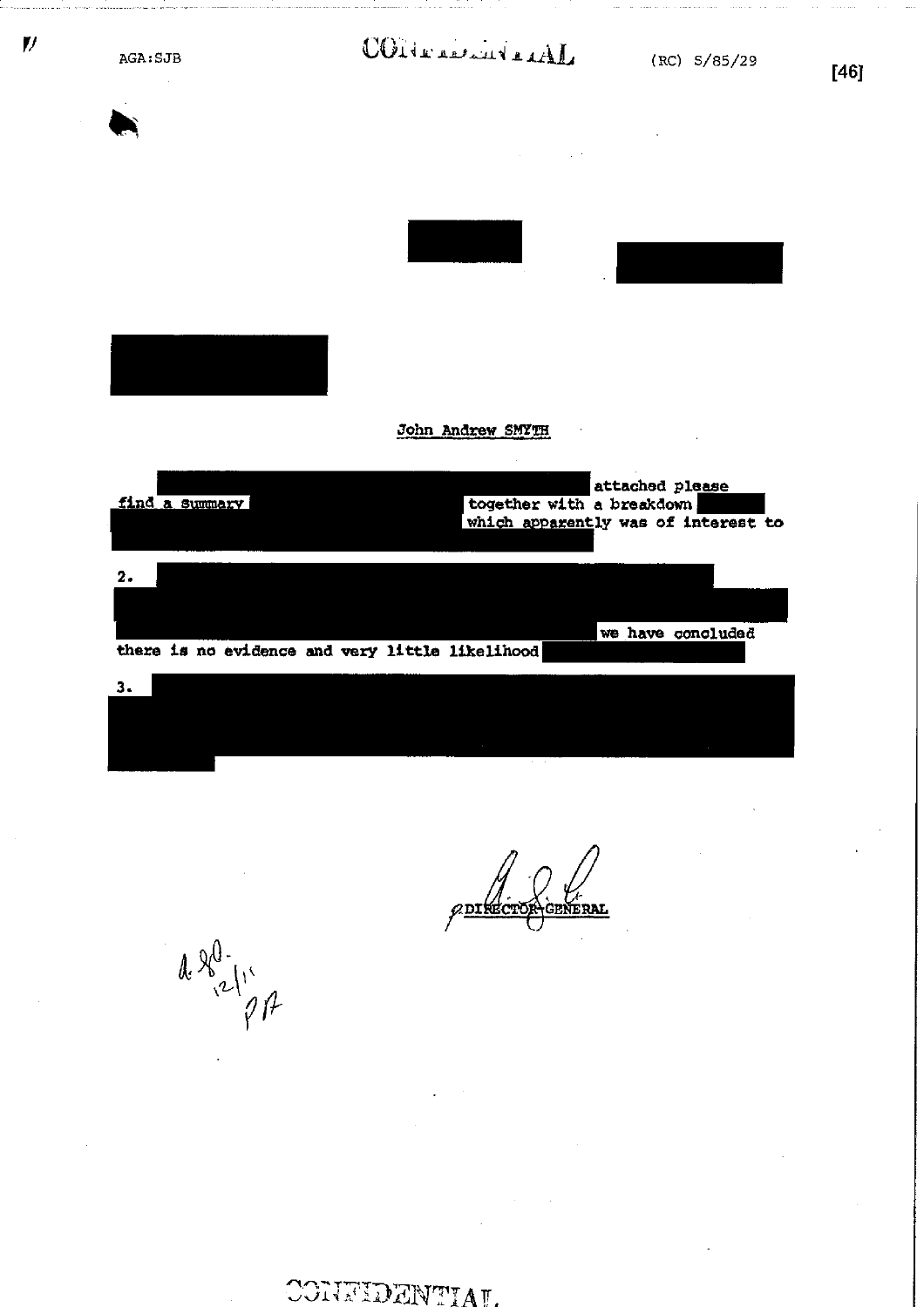AGA:SJB

CONFIDENTIAL

(RC) S/85/29

[46]

John Andrew SMYTH

attached please find a summary together with a breakdown which apparently was of interest to

2. we have concluded there is no evidence and very little likelihood

3.

DIRECTOR-GENERAL

CONFIDENTIAL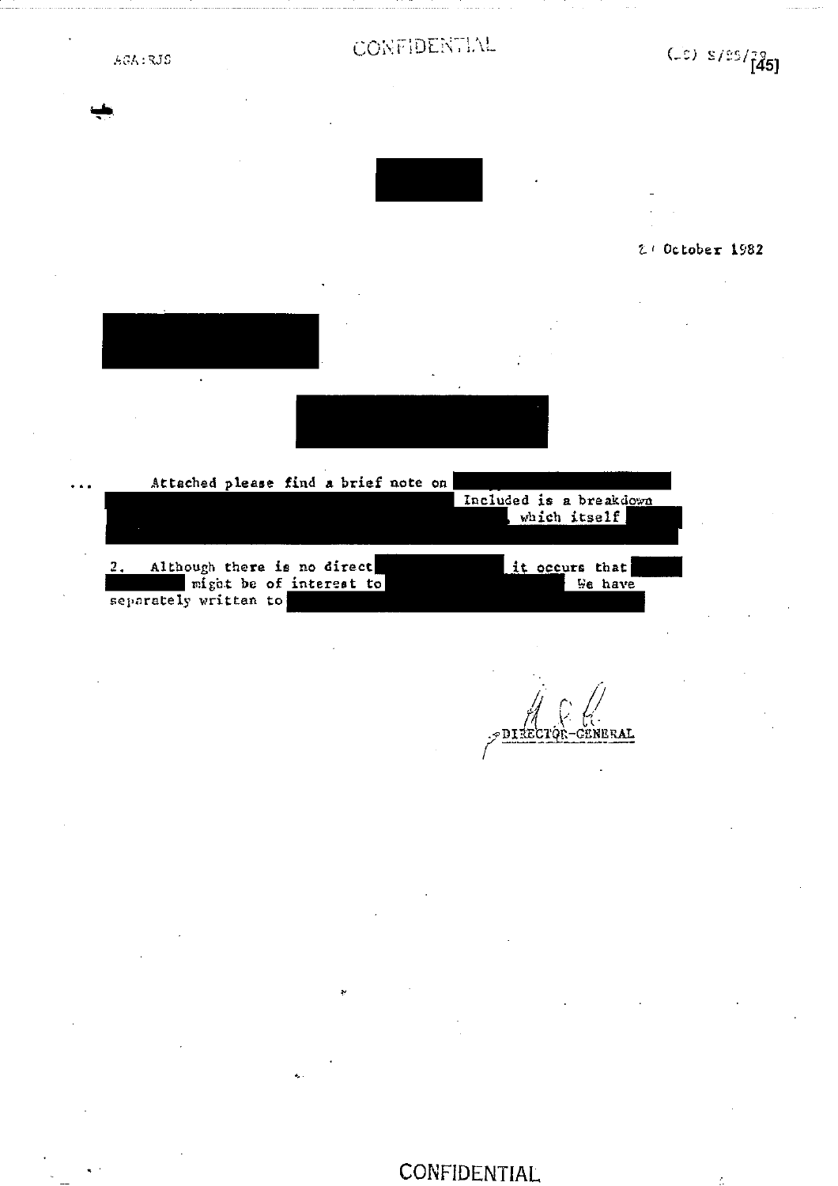ASA:RJS

CONFIDENTIAL

(LC) S/25/79 [45]

2 October 1982

Attached please find a brief note on Included is a breakdown which itself

2. Although there is no direct it occurs that might be of interest to We have separately written to

DIRECTOR-GENERAL

CONFIDENTIAL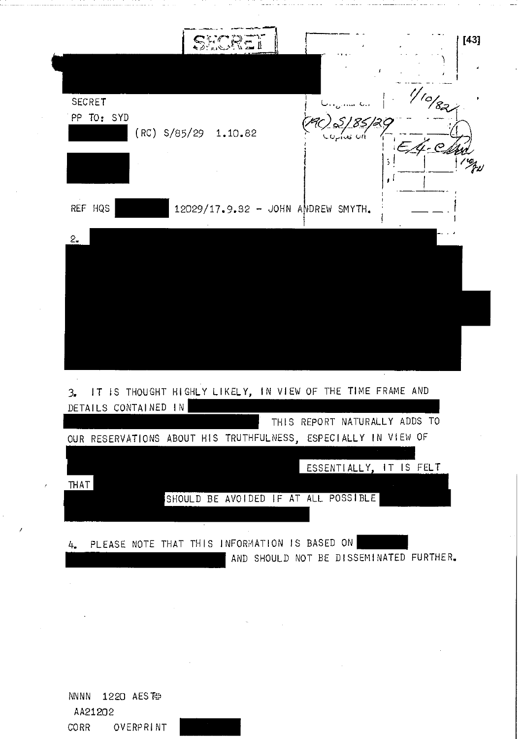SECRET

SECRET

PP TO: SYD

(RC) S/85/29 1.10.82

Original on 1/10/82

(RC) S/85/29

Copies on

E4-C

1/10/82

REF HQS 12029/17.9.82 - JOHN ANDREW SMYTH.

2.

3. IT IS THOUGHT HIGHLY LIKELY, IN VIEW OF THE TIME FRAME AND DETAILS CONTAINED IN THIS REPORT NATURALLY ADDS TO OUR RESERVATIONS ABOUT HIS TRUTHFULNESS, ESPECIALLY IN VIEW OF ESSENTIALLY, IT IS FELT THAT SHOULD BE AVOIDED IF AT ALL POSSIBLE

4. PLEASE NOTE THAT THIS INFORMATION IS BASED ON AND SHOULD NOT BE DISSEMINATED FURTHER.

NNNN 1220 AEST

AA21202

CORR OVERPRINT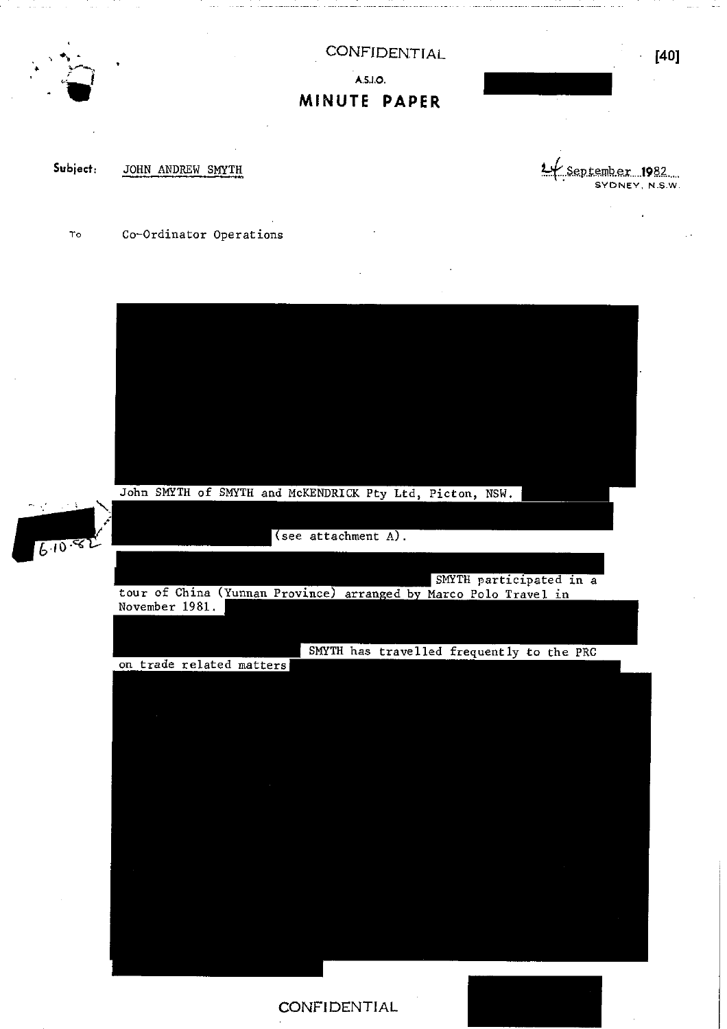CONFIDENTIAL

A.S.I.O.

# MINUTE PAPER

**Subject:** JOHN ANDREW SMYTH

24 September 1982
SYDNEY, N.S.W.

To Co-Ordinator Operations

John SMYTH of SMYTH and McKENDRICK Pty Ltd, Picton, NSW.

(see attachment A).

SMYTH participated in a tour of China (Yunnan Province) arranged by Marco Polo Travel in November 1981.

SMYTH has travelled frequently to the PRC on trade related matters

6.10.82

CONFIDENTIAL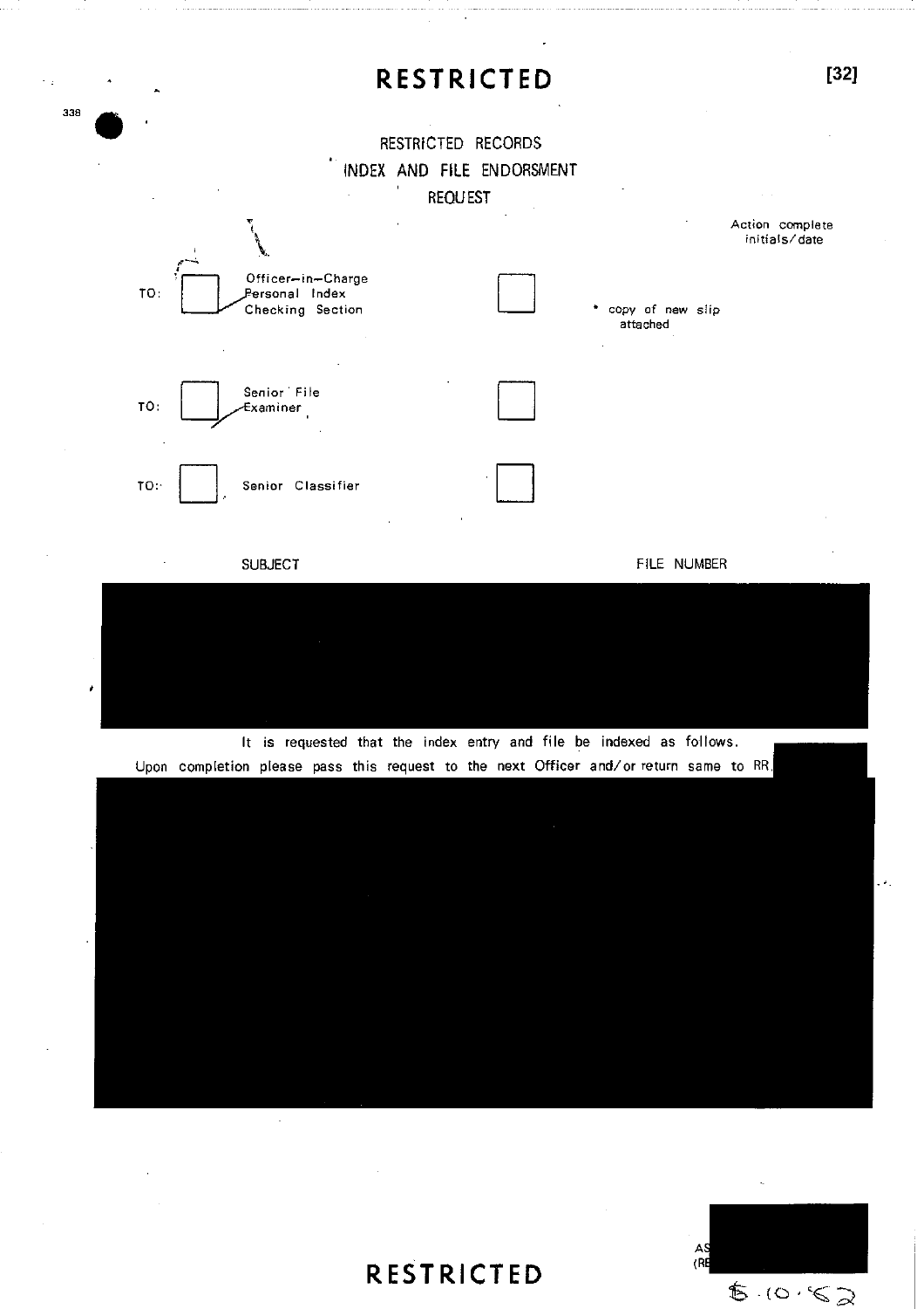# RESTRICTED

[32]

338

RESTRICTED RECORDS
INDEX AND FILE ENDORSMENT
REQUEST

Action complete initials/date

TO: ☐ Officer–in–Charge Personal Index Checking Section ☐ * copy of new slip attached

TO: ☐ Senior File Examiner ☐

TO: ☐ Senior Classifier ☐

SUBJECT FILE NUMBER

It is requested that the index entry and file be indexed as follows.
Upon completion please pass this request to the next Officer and/or return same to RR

AS
(RE

5·10·62

# RESTRICTED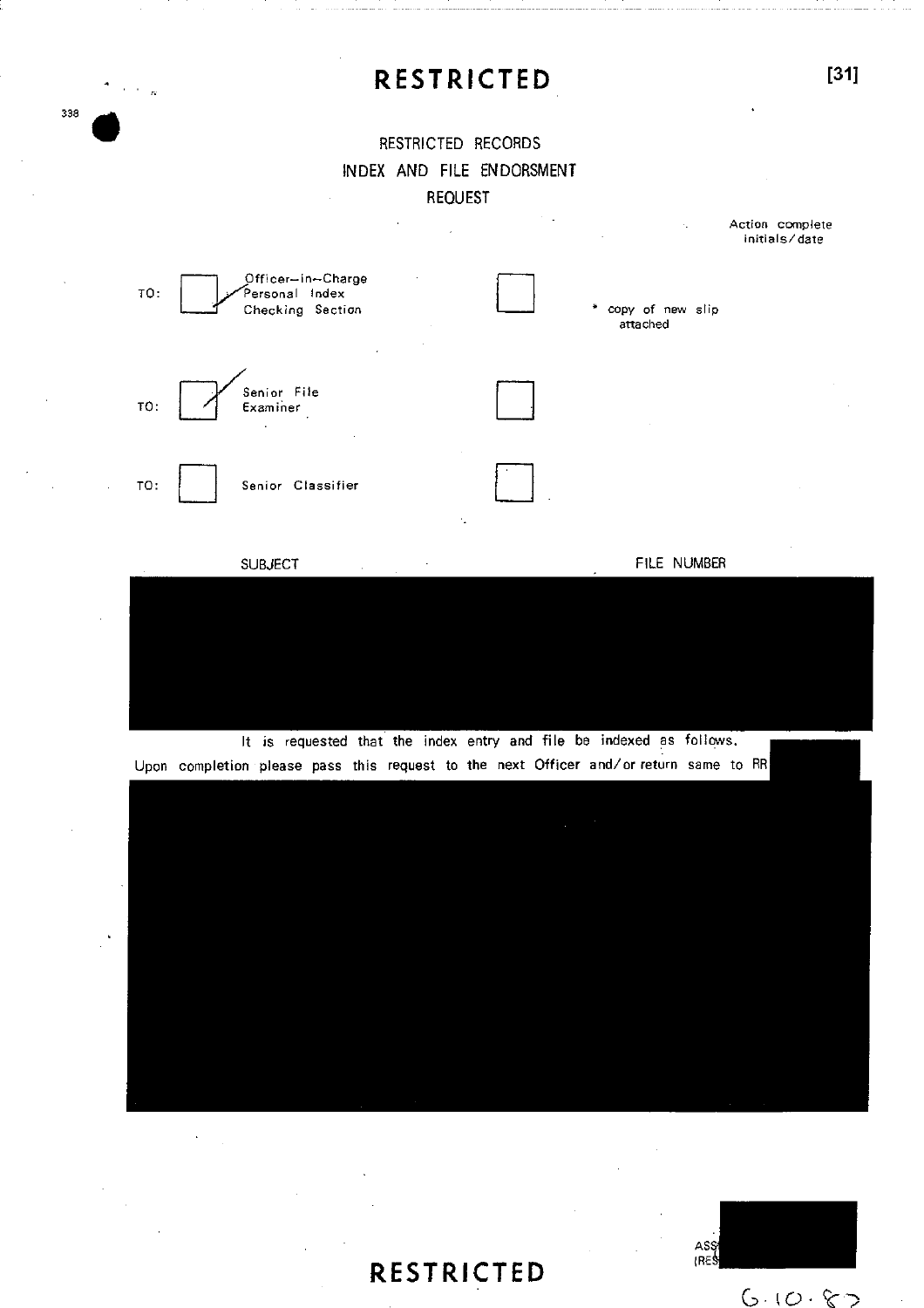**RESTRICTED**

[31]

338

RESTRICTED RECORDS
INDEX AND FILE ENDORSMENT
REQUEST

Action complete initials/date

TO: ☑ Officer-in-Charge Personal Index Checking Section ☐ * copy of new slip attached

TO: ☑ Senior File Examiner ☐

TO: ☐ Senior Classifier ☐

| SUBJECT | FILE NUMBER |
|---|---|
| | |

It is requested that the index entry and file be indexed as follows.
Upon completion please pass this request to the next Officer and/or return same to RR

ASS
(RES

6.10.87

**RESTRICTED**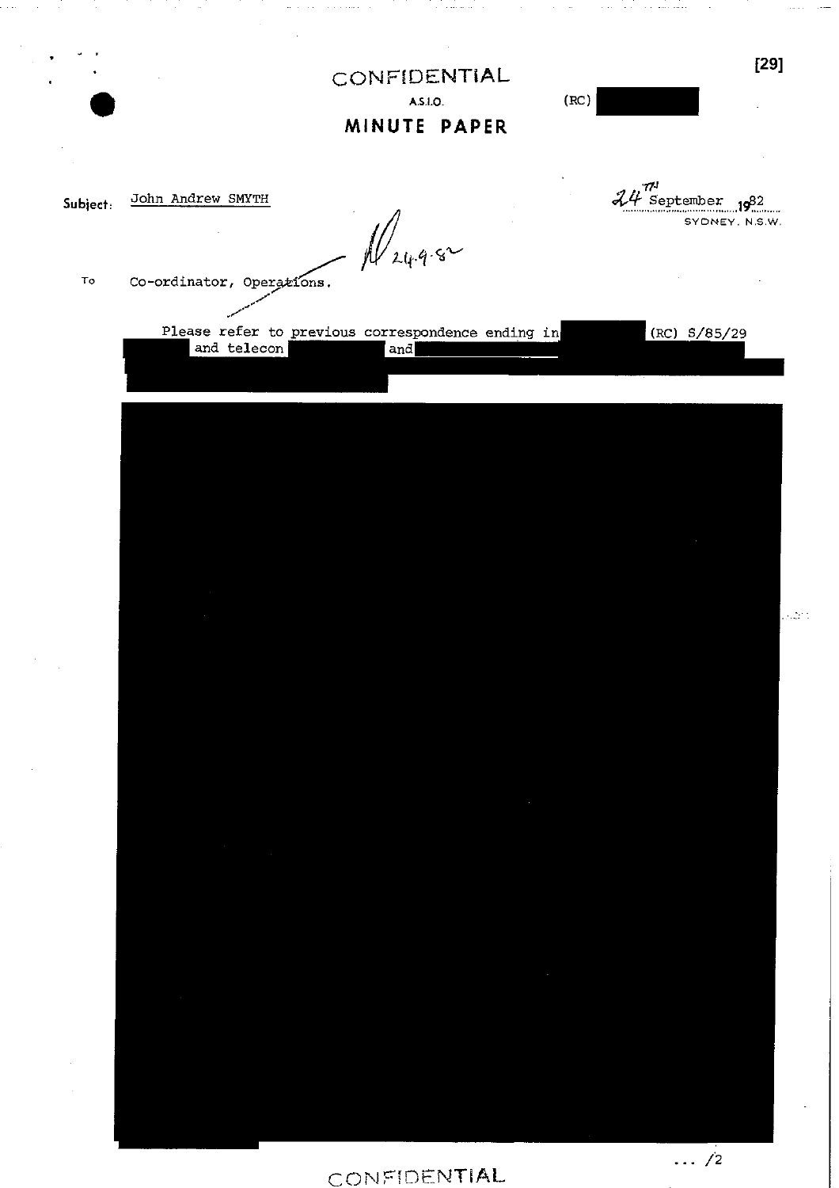CONFIDENTIAL

A.S.I.O.

(RC)

**MINUTE PAPER**

Subject: John Andrew SMYTH

24th September 1982
SYDNEY. N.S.W.

24.9.82

To Co-ordinator, Operations.

Please refer to previous correspondence ending in (RC) S/85/29 and telecon and

... /2

CONFIDENTIAL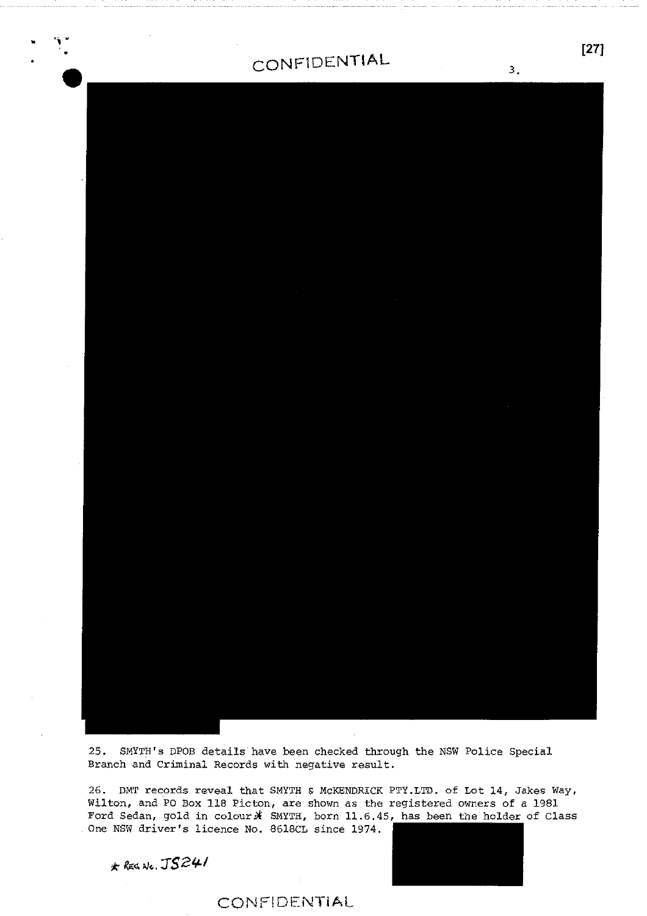CONFIDENTIAL

25. SMYTH's DPOB details have been checked through the NSW Police Special Branch and Criminal Records with negative result.

26. DMT records reveal that SMYTH & McKENDRICK PTY.LTD. of Lot 14, Jakes Way, Wilton, and PO Box 118 Picton, are shown as the registered owners of a 1981 Ford Sedan, gold in colour* SMYTH, born 11.6.45, has been the holder of Class One NSW driver's licence No. 8618CL since 1974.

* REG No. JS241

CONFIDENTIAL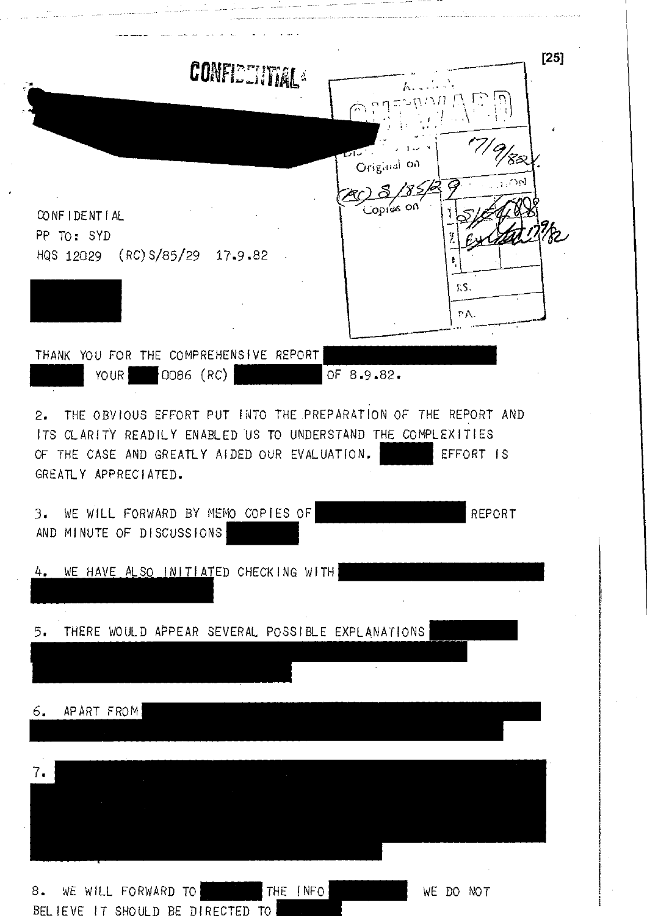[25]

CONFIDENTIAL

Original on (RC) S/85/29

Copies on

7/9/82

CONFIDENTIAL

PP TO: SYD

HQS 12029 (RC)S/85/29 17.9.82

THANK YOU FOR THE COMPREHENSIVE REPORT YOUR 0086 (RC) OF 8.9.82.

2. THE OBVIOUS EFFORT PUT INTO THE PREPARATION OF THE REPORT AND ITS CLARITY READILY ENABLED US TO UNDERSTAND THE COMPLEXITIES OF THE CASE AND GREATLY AIDED OUR EVALUATION. EFFORT IS GREATLY APPRECIATED.

3. WE WILL FORWARD BY MEMO COPIES OF REPORT AND MINUTE OF DISCUSSIONS

4. WE HAVE ALSO INITIATED CHECKING WITH

5. THERE WOULD APPEAR SEVERAL POSSIBLE EXPLANATIONS

6. APART FROM

7.

8. WE WILL FORWARD TO THE INFO WE DO NOT BELIEVE IT SHOULD BE DIRECTED TO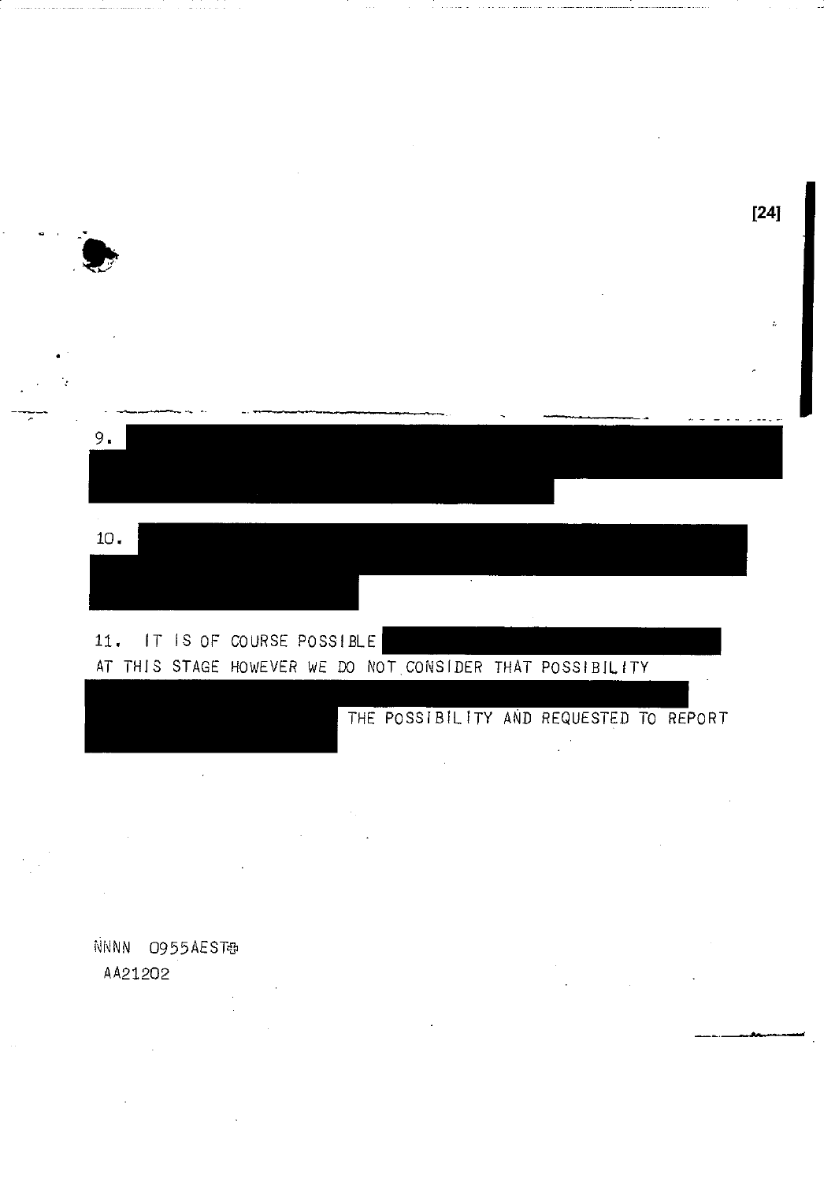9.

10.

11. IT IS OF COURSE POSSIBLE
AT THIS STAGE HOWEVER WE DO NOT CONSIDER THAT POSSIBILITY

THE POSSIBILITY AND REQUESTED TO REPORT

NNNN 0955AEST
AA21202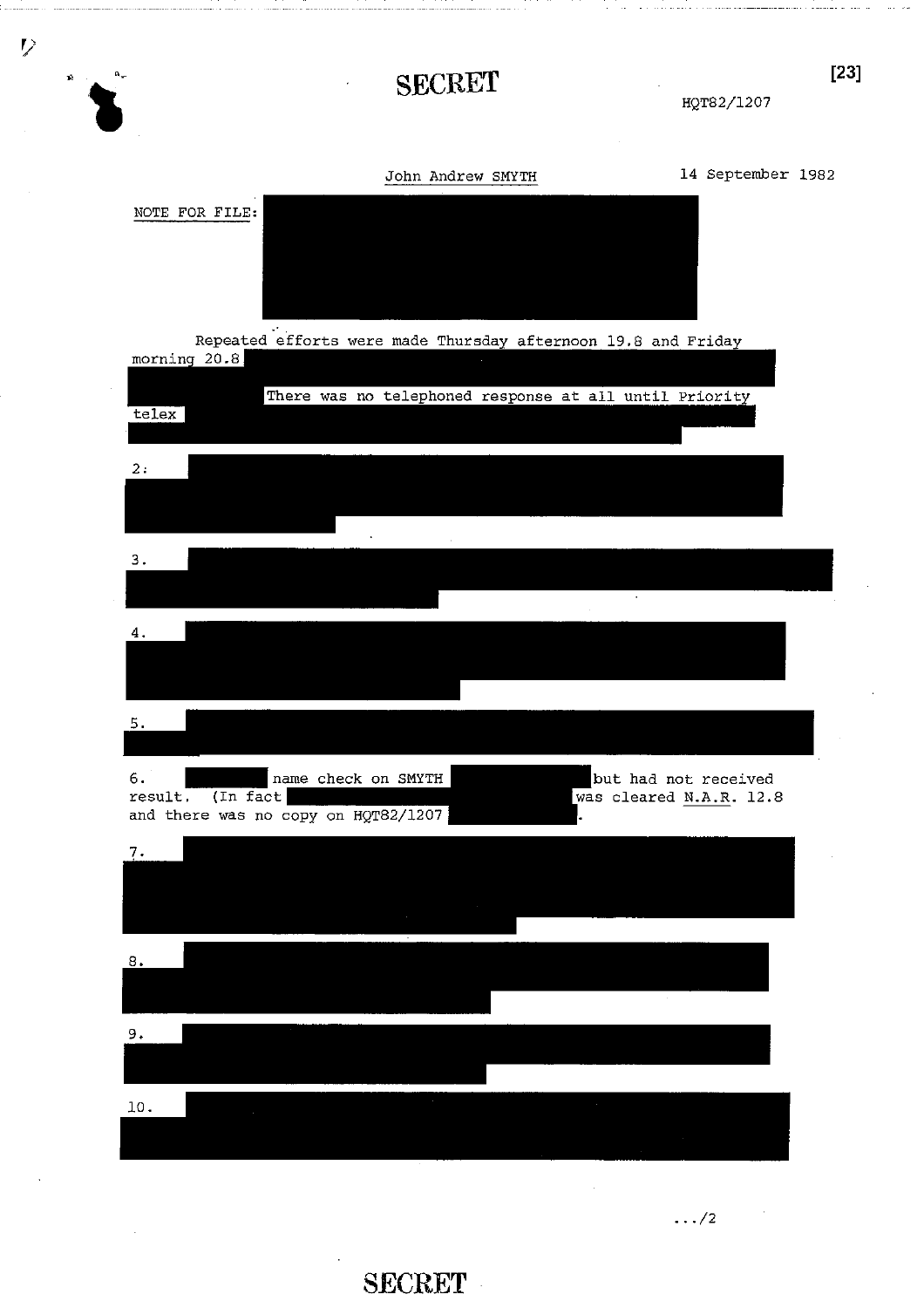SECRET

HQT82/1207

John Andrew SMYTH

14 September 1982

NOTE FOR FILE:

Repeated efforts were made Thursday afternoon 19.8 and Friday morning 20.8

There was no telephoned response at all until Priority telex

2.

3.

4.

5.

6. name check on SMYTH but had not received result. (In fact was cleared N.A.R. 12.8 and there was no copy on HQT82/1207 .

7.

8.

9.

10.

.../2

SECRET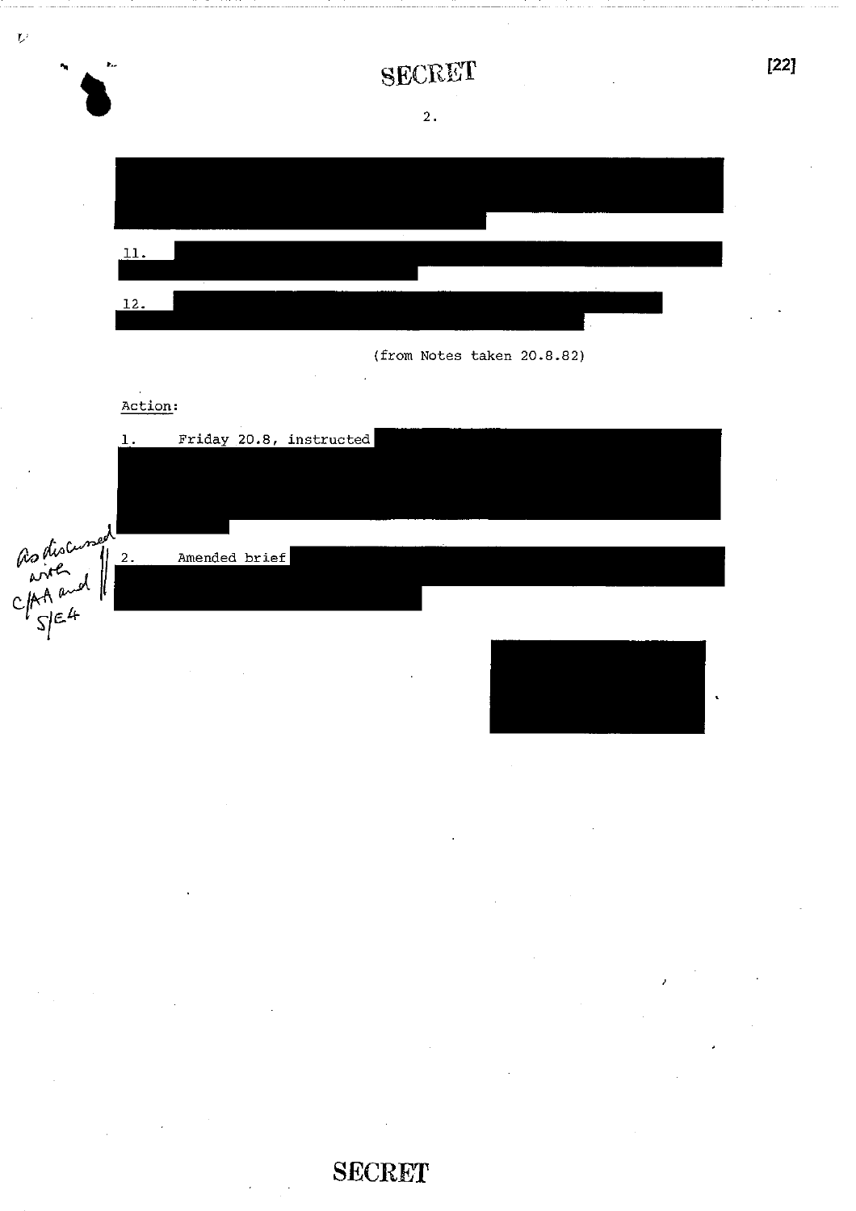SECRET

11.

12.

(from Notes taken 20.8.82)

Action:

1. Friday 20.8, instructed

2. Amended brief

As discussed with C/AA and S/E4

SECRET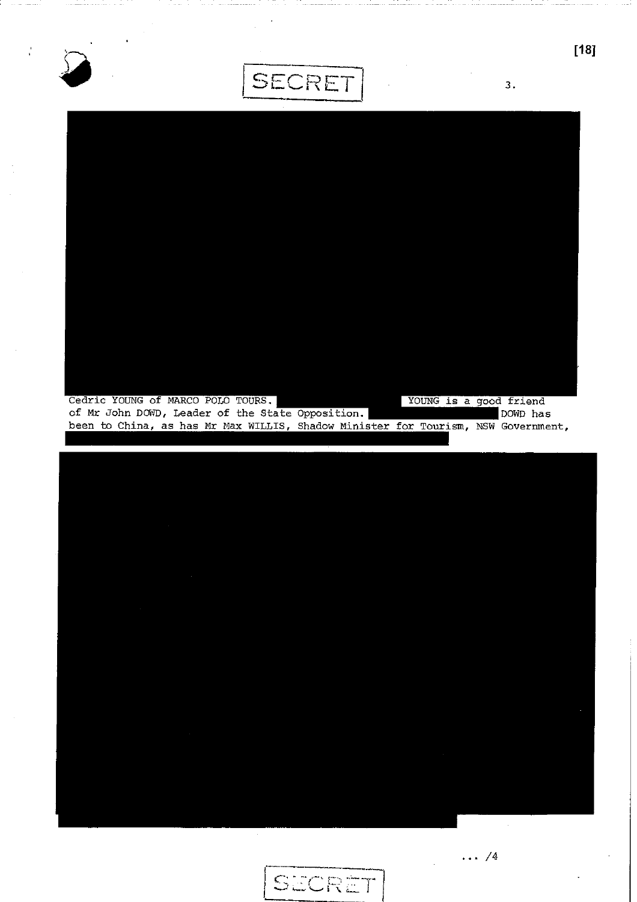Cedric YOUNG of MARCO POLO TOURS. YOUNG is a good friend of Mr John DOWD, Leader of the State Opposition. DOWD has been to China, as has Mr Max WILLIS, Shadow Minister for Tourism, NSW Government,

... /4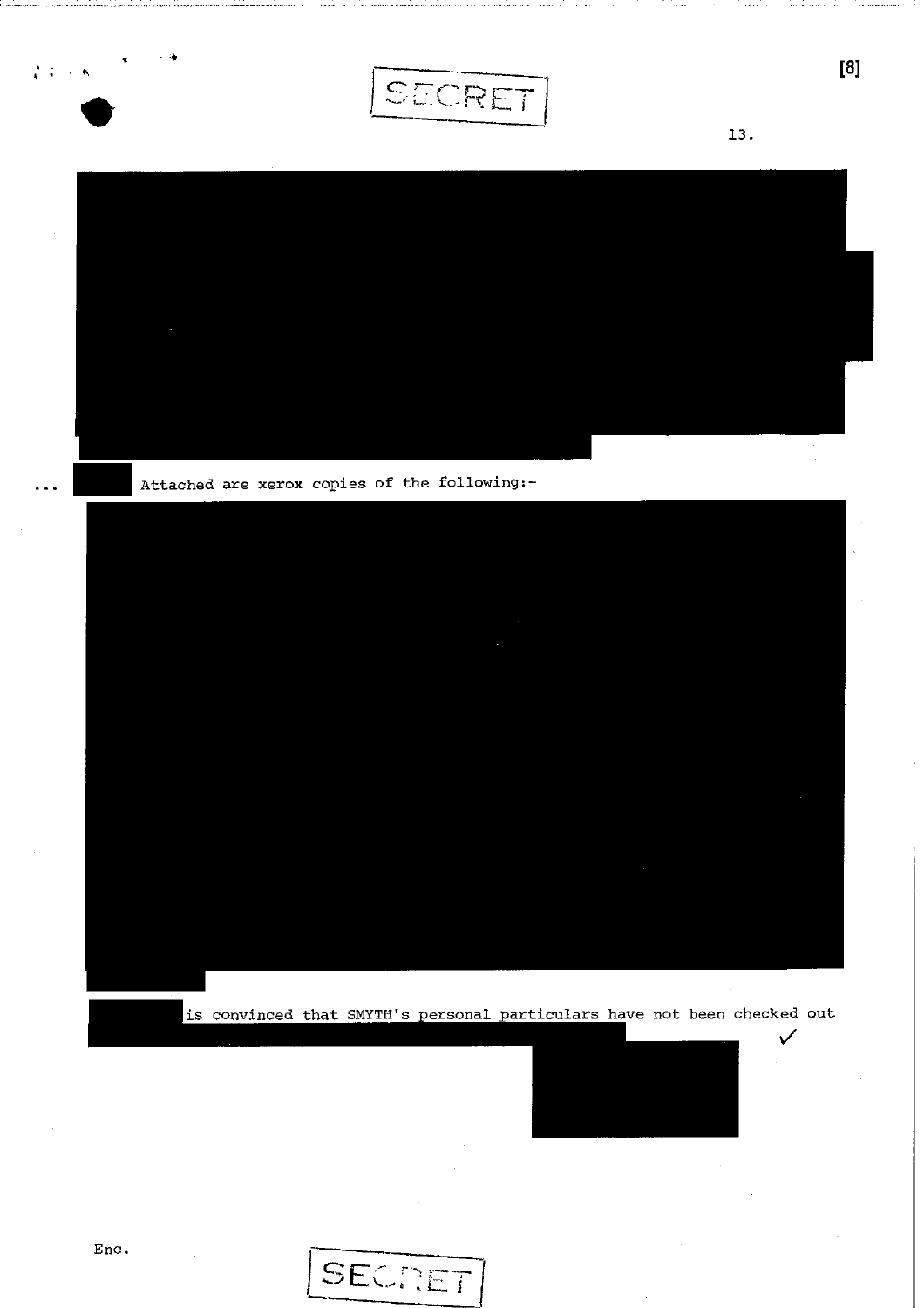SECRET

Attached are xerox copies of the following:-

is convinced that SMYTH's personal particulars have not been checked out

✓

Enc.

SECRET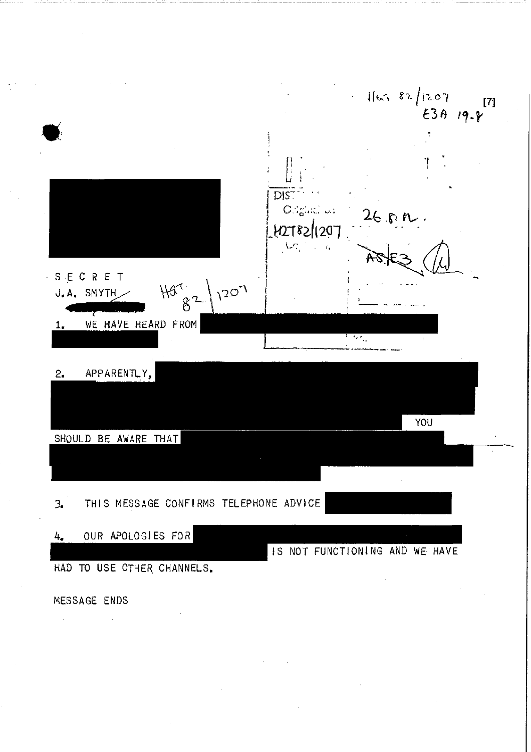HGT 82/1207
E3A 19-8

[7]

DIST
Original on
HQT82/1207

26.8.h.

AS E3

SECRET

J.A. SMYTH

HGT 82/1207

1. WE HAVE HEARD FROM

2. APPARENTLY, YOU SHOULD BE AWARE THAT

3. THIS MESSAGE CONFIRMS TELEPHONE ADVICE

4. OUR APOLOGIES FOR IS NOT FUNCTIONING AND WE HAVE HAD TO USE OTHER CHANNELS.

MESSAGE ENDS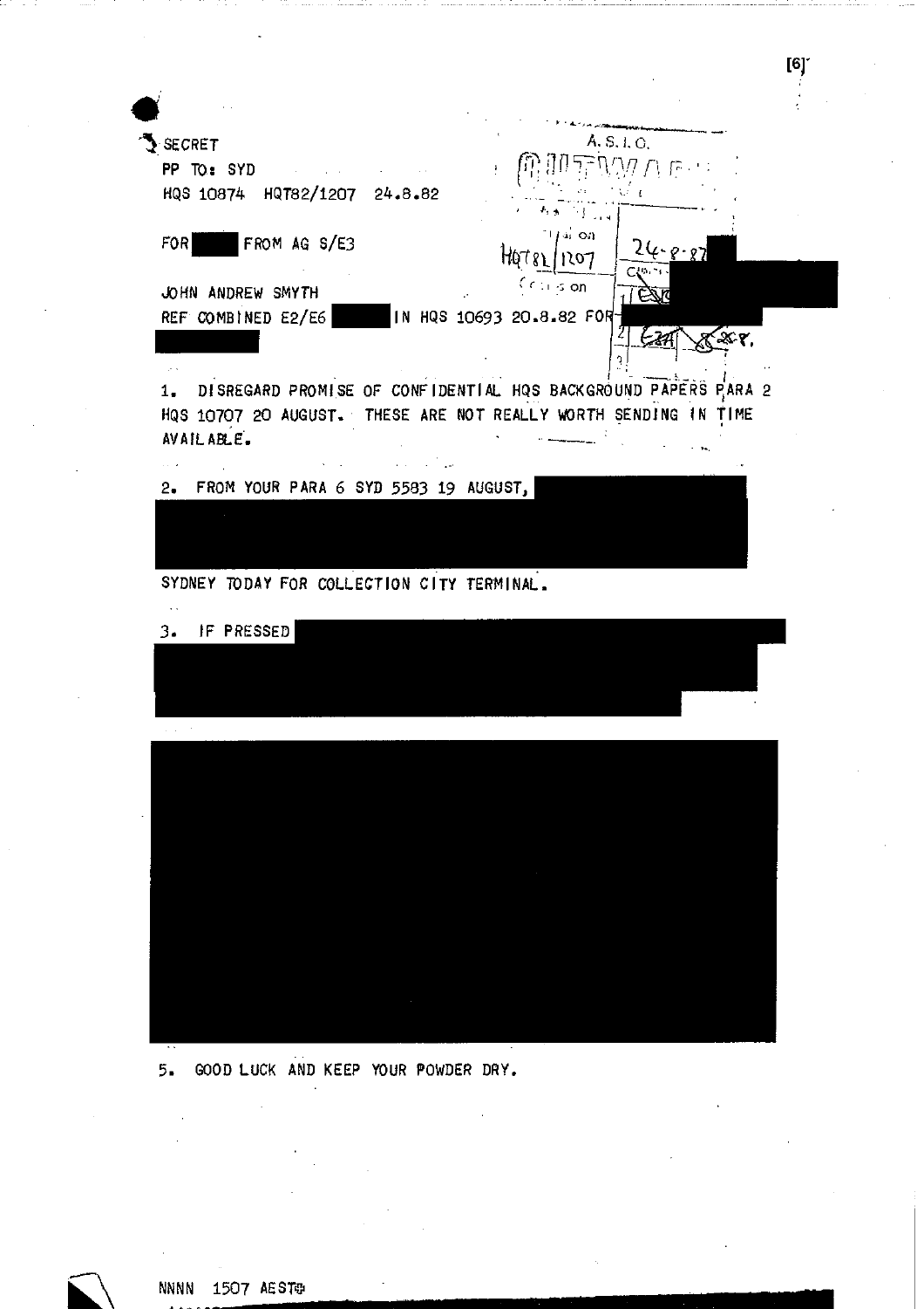SECRET

PP TO: SYD

HQS 10874 HQT82/1207 24.8.82

FOR FROM AG S/E3

JOHN ANDREW SMYTH

REF COMBINED E2/E6 IN HQS 10693 20.8.82 FOR

1. DISREGARD PROMISE OF CONFIDENTIAL HQS BACKGROUND PAPERS PARA 2 HQS 10707 20 AUGUST. THESE ARE NOT REALLY WORTH SENDING IN TIME AVAILABLE.

2. FROM YOUR PARA 6 SYD 5583 19 AUGUST,

SYDNEY TODAY FOR COLLECTION CITY TERMINAL.

3. IF PRESSED

5. GOOD LUCK AND KEEP YOUR POWDER DRY.

NNNN 1507 AEST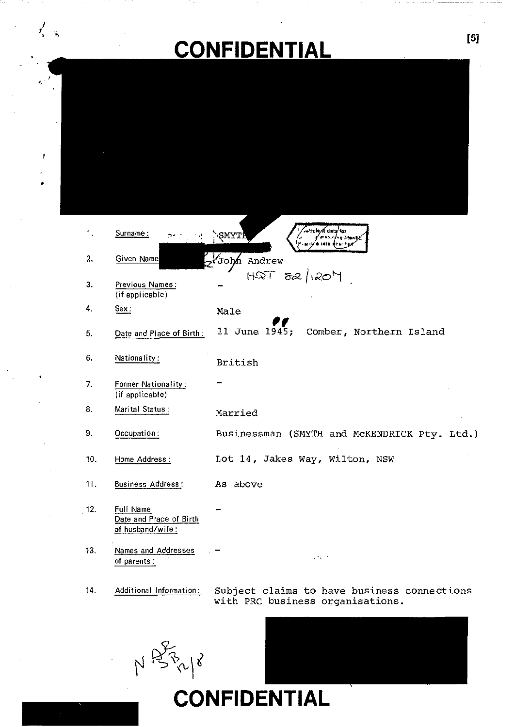# CONFIDENTIAL

| | | |
|---|---|---|
| 1. | Surname: | SMYTH |
| 2. | Given Name | John Andrew |
| | | HQT 82/1204 |
| 3. | Previous Names: (if applicable) | - |
| 4. | Sex: | Male |
| 5. | Date and Place of Birth: | 11 June 1945; Comber, Northern Island |
| 6. | Nationality: | British |
| 7. | Former Nationality: (if applicable) | - |
| 8. | Marital Status: | Married |
| 9. | Occupation: | Businessman (SMYTH and McKENDRICK Pty. Ltd.) |
| 10. | Home Address: | Lot 14, Jakes Way, Wilton, NSW |
| 11. | Business Address: | As above |
| 12. | Full Name Date and Place of Birth of husband/wife: | - |
| 13. | Names and Addresses of parents: | - |
| 14. | Additional Information: | Subject claims to have business connections with PRC business organisations. |

N 82 53 12/8

# CONFIDENTIAL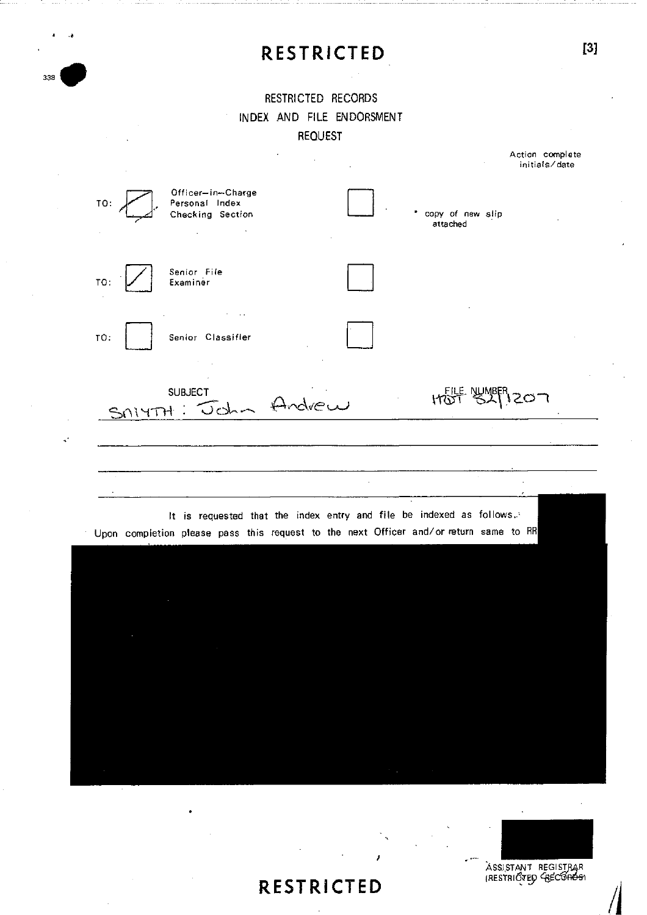# RESTRICTED

RESTRICTED RECORDS
INDEX AND FILE ENDORSMENT
REQUEST

Action complete
initials/date

TO: [✓] Officer-in-Charge Personal Index Checking Section [ ] * copy of new slip attached

TO: [✓] Senior File Examiner [ ]

TO: [ ] Senior Classifier [ ]

SUBJECT: SMYTH : John Andrew

FILE NUMBER: HOT 82/1207

It is requested that the index entry and file be indexed as follows.
Upon completion please pass this request to the next Officer and/or return same to RR

ASSISTANT REGISTRAR
(RESTRICTED RECORDS)

# RESTRICTED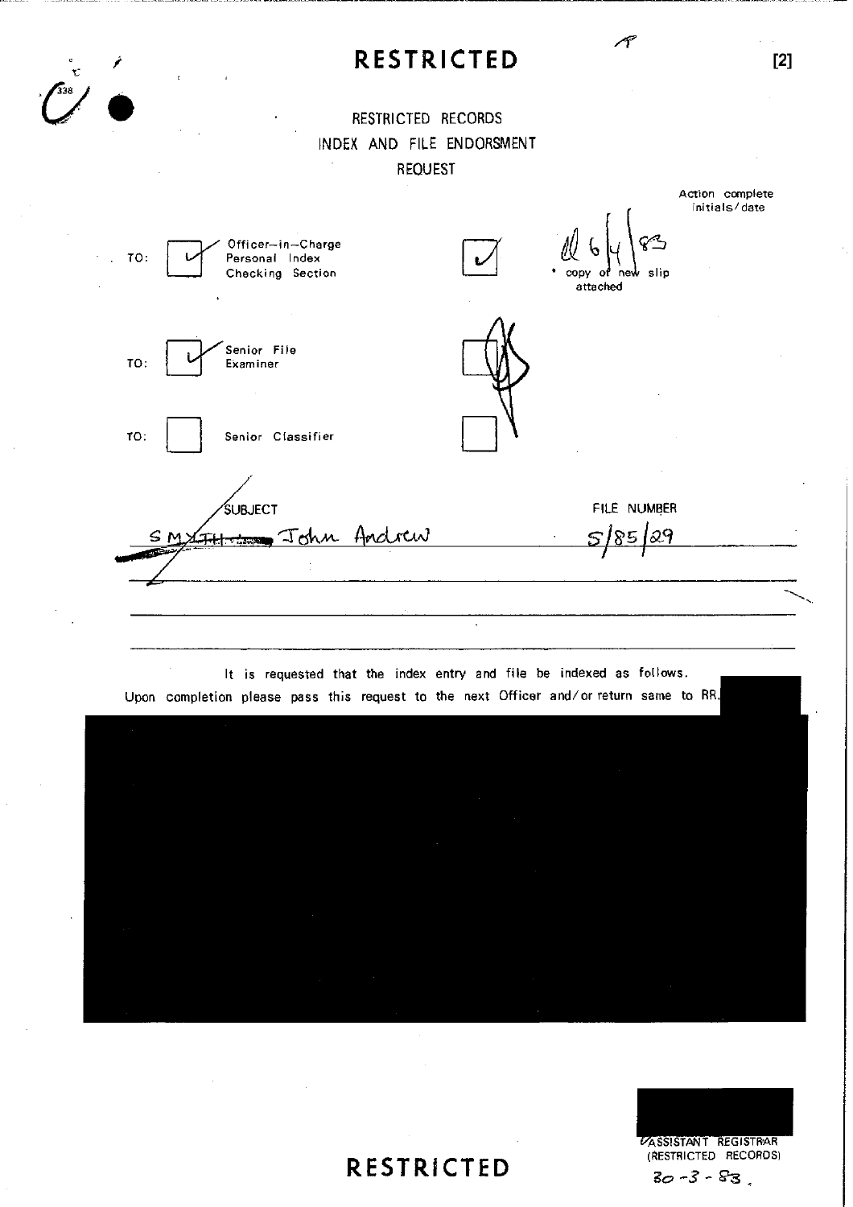**RESTRICTED**

RESTRICTED RECORDS
INDEX AND FILE ENDORSMENT
REQUEST

Action complete initials/date

TO: [✓] Officer-in-Charge Personal Index Checking Section [✓] 6/4/83 * copy of new slip attached

TO: [✓] Senior File Examiner [ ]

TO: [ ] Senior Classifier [ ]

| SUBJECT | FILE NUMBER |
|---|---|
| SMYTH John Andrew | 5/85/29 |

It is requested that the index entry and file be indexed as follows.
Upon completion please pass this request to the next Officer and/or return same to RR.

ASSISTANT REGISTRAR (RESTRICTED RECORDS)
30-3-83.

**RESTRICTED**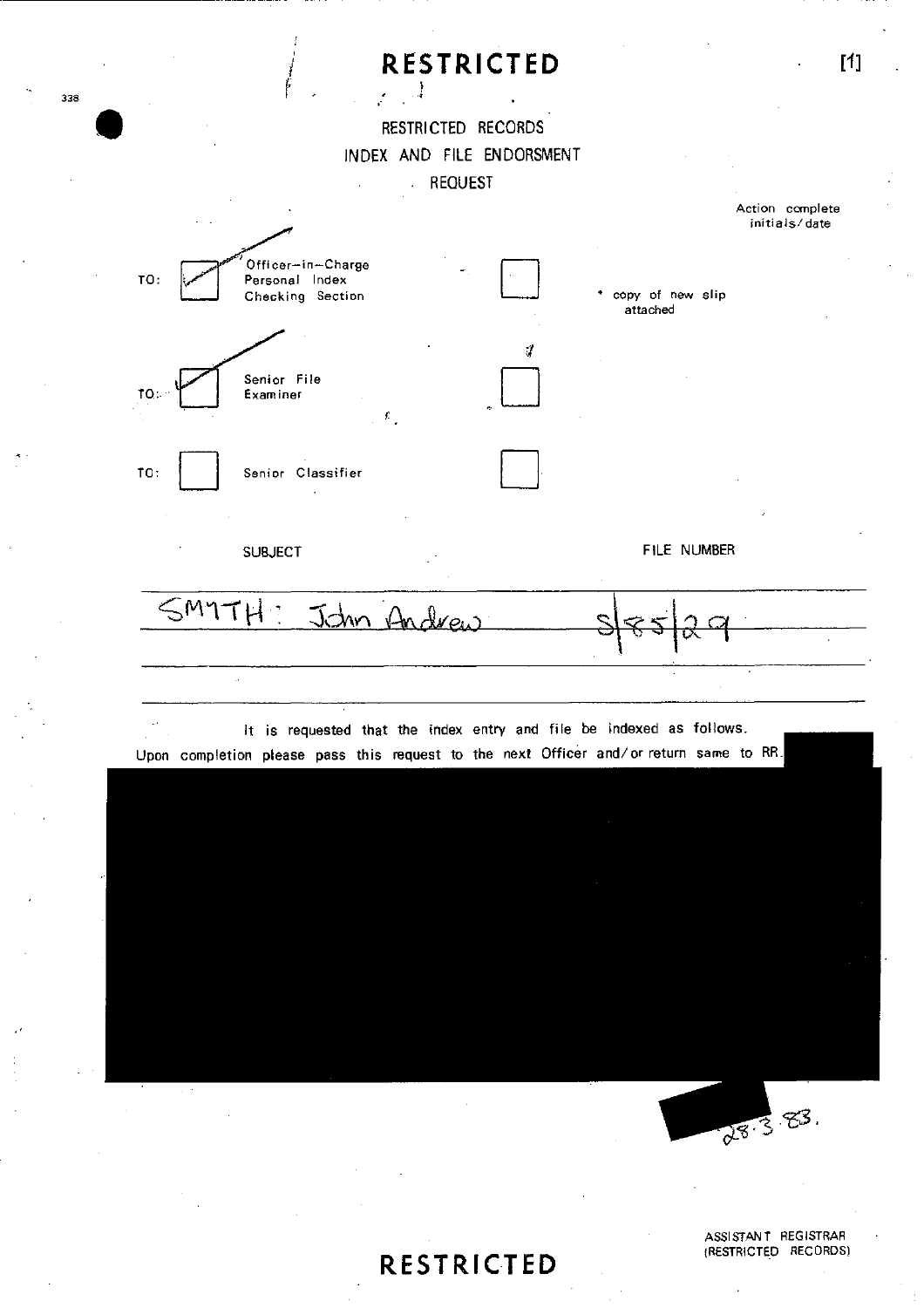RESTRICTED

[1]

RESTRICTED RECORDS

INDEX AND FILE ENDORSMENT

REQUEST

Action complete initials/date

TO: ☑ Officer-in-Charge Personal Index Checking Section ☐ * copy of new slip attached

TO: ☑ Senior File Examiner ☐

TO: ☐ Senior Classifier ☐

| SUBJECT | FILE NUMBER |
|---|---|
| SMYTH: John Andrew | S/85/29 |

It is requested that the index entry and file be indexed as follows.
Upon completion please pass this request to the next Officer and/or return same to RR.

28.3.83.

ASSISTANT REGISTRAR
(RESTRICTED RECORDS)

RESTRICTED